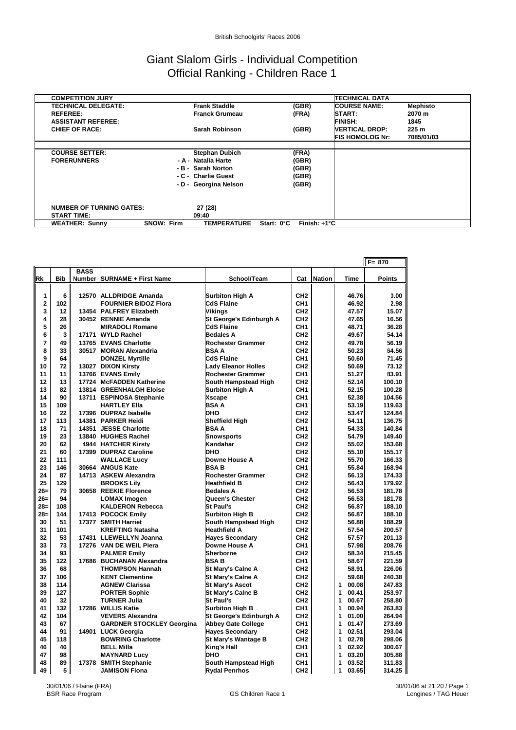British Schoolgirls' Races 2006

# Giant Slalom Girls - Individual Competition
## Official Ranking - Children Race 1

| COMPETITION JURY | | | TECHNICAL DATA | |
|---|---|---|---|---|
| TECHNICAL DELEGATE: | Frank Staddle | (GBR) | COURSE NAME: | Mephisto |
| REFEREE: | Franck Grumeau | (FRA) | START: | 2070 m |
| ASSISTANT REFEREE: | | | FINISH: | 1845 |
| CHIEF OF RACE: | Sarah Robinson | (GBR) | VERTICAL DROP: | 225 m |
| | | | FIS HOMOLOG Nr: | 7085/01/03 |
| COURSE SETTER: | Stephan Dubich | (FRA) | | |
| FORERUNNERS | - A - Natalia Harte | (GBR) | | |
| | - B - Sarah Norton | (GBR) | | |
| | - C - Charlie Guest | (GBR) | | |
| | - D - Georgina Nelson | (GBR) | | |
| NUMBER OF TURNING GATES: | 27 (28) | | | |
| START TIME: | 09:40 | | | |
| WEATHER: Sunny SNOW: Firm | TEMPERATURE Start: 0°C | Finish: +1°C | | |

F= 870

| Rk | Bib | BASS Number | SURNAME + First Name | School/Team | Cat | Nation | Time | Points |
|---|---|---|---|---|---|---|---|---|
| 1 | 6 | 12570 | ALLDRIDGE Amanda | Surbiton High A | CH2 | | 46.76 | 0.00 |
| 2 | 102 | | FOURNIER BIDOZ Flora | CdS Flaine | CH1 | | 46.92 | 2.98 |
| 3 | 12 | 13454 | PALFREY Elizabeth | Vikings | CH2 | | 47.57 | 15.07 |
| 4 | 28 | 30452 | RENNIE Amanda | St George's Edinburgh A | CH2 | | 47.65 | 16.56 |
| 5 | 26 | | MIRADOLI Romane | CdS Flaine | CH1 | | 48.71 | 36.28 |
| 6 | 3 | 17171 | WYLD Rachel | Bedales A | CH2 | | 49.67 | 54.14 |
| 7 | 49 | 13765 | EVANS Charlotte | Rochester Grammer | CH2 | | 49.78 | 56.19 |
| 8 | 33 | 30517 | MORAN Alexandria | BSA A | CH2 | | 50.23 | 64.56 |
| 9 | 64 | | DONZEL Myrtille | CdS Flaine | CH1 | | 50.60 | 71.45 |
| 10 | 72 | 13027 | DIXON Kirsty | Lady Eleanor Holles | CH2 | | 50.69 | 73.12 |
| 11 | 11 | 13766 | EVANS Emily | Rochester Grammer | CH1 | | 51.27 | 83.91 |
| 12 | 13 | 17724 | McFADDEN Katherine | South Hampstead High | CH2 | | 52.14 | 100.10 |
| 13 | 82 | 13814 | GREENHALGH Eloise | Surbiton High A | CH1 | | 52.15 | 100.28 |
| 14 | 90 | 13711 | ESPINOSA Stephanie | Xscape | CH1 | | 52.38 | 104.56 |
| 15 | 109 | | HARTLEY Ella | BSA A | CH1 | | 53.19 | 119.63 |
| 16 | 22 | 17396 | DUPRAZ Isabelle | DHO | CH2 | | 53.47 | 124.84 |
| 17 | 113 | 14381 | PARKER Heidi | Sheffield High | CH2 | | 54.11 | 136.75 |
| 18 | 71 | 14351 | JESSE Charlotte | BSA A | CH1 | | 54.33 | 140.84 |
| 19 | 23 | 13840 | HUGHES Rachel | Snowsports | CH2 | | 54.79 | 149.40 |
| 20 | 62 | 4944 | HATCHER Kirsty | Kandahar | CH2 | | 55.02 | 153.68 |
| 21 | 60 | 17399 | DUPRAZ Caroline | DHO | CH2 | | 55.10 | 155.17 |
| 22 | 111 | | WALLACE Lucy | Downe House A | CH2 | | 55.70 | 166.33 |
| 23 | 146 | 30664 | ANGUS Kate | BSA B | CH1 | | 55.84 | 168.94 |
| 24 | 87 | 14713 | ASKEW Alexandra | Rochester Grammer | CH2 | | 56.13 | 174.33 |
| 25 | 129 | | BROOKS Lily | Heathfield B | CH2 | | 56.43 | 179.92 |
| 26= | 79 | 30658 | REEKIE Florence | Bedales A | CH2 | | 56.53 | 181.78 |
| 26= | 94 | | LOMAX Imogen | Queen's Chester | CH2 | | 56.53 | 181.78 |
| 28= | 108 | | KALDERON Rebecca | St Paul's | CH2 | | 56.87 | 188.10 |
| 28= | 144 | 17413 | POCOCK Emily | Surbiton High B | CH2 | | 56.87 | 188.10 |
| 30 | 51 | 17377 | SMITH Harriet | South Hampstead High | CH2 | | 56.88 | 188.29 |
| 31 | 101 | | KREFTING Natasha | Heathfield A | CH2 | | 57.54 | 200.57 |
| 32 | 53 | 17431 | LLEWELLYN Joanna | Hayes Secondary | CH2 | | 57.57 | 201.13 |
| 33 | 73 | 17276 | VAN DE WEIL Piera | Downe House A | CH1 | | 57.98 | 208.76 |
| 34 | 93 | | PALMER Emily | Sherborne | CH2 | | 58.34 | 215.45 |
| 35 | 122 | 17686 | BUCHANAN Alexandra | BSA B | CH1 | | 58.67 | 221.59 |
| 36 | 68 | | THOMPSON Hannah | St Mary's Calne A | CH2 | | 58.91 | 226.06 |
| 37 | 106 | | KENT Clementine | St Mary's Calne A | CH2 | | 59.68 | 240.38 |
| 38 | 114 | | AGNEW Clarissa | St Mary's Ascot | CH2 | | 1 00.08 | 247.83 |
| 39 | 127 | | PORTER Sophie | St Mary's Calne B | CH2 | | 1 00.41 | 253.97 |
| 40 | 32 | | TURNER Julia | St Paul's | CH2 | | 1 00.67 | 258.80 |
| 41 | 132 | 17286 | WILLIS Katie | Surbiton High B | CH1 | | 1 00.94 | 263.83 |
| 42 | 104 | | VEVERS Alexandra | St George's Edinburgh A | CH2 | | 1 01.00 | 264.94 |
| 43 | 67 | | GARDNER STOCKLEY Georgina | Abbey Gate College | CH1 | | 1 01.47 | 273.69 |
| 44 | 91 | 14901 | LUCK Georgia | Hayes Secondary | CH2 | | 1 02.51 | 293.04 |
| 45 | 118 | | BOWRING Charlotte | St Mary's Wantage B | CH2 | | 1 02.78 | 298.06 |
| 46 | 46 | | BELL Milla | King's Hall | CH1 | | 1 02.92 | 300.67 |
| 47 | 98 | | MAYNARD Lucy | DHO | CH1 | | 1 03.20 | 305.88 |
| 48 | 89 | 17378 | SMITH Stephanie | South Hampstead High | CH1 | | 1 03.52 | 311.83 |
| 49 | 5 | | JAMISON Fiona | Rydal Penrhos | CH2 | | 1 03.65 | 314.25 |

30/01/06 / Flaine (FRA)
BSR Race Program

GS Children Race 1

30/01/06 at 21:20
Longines / TAG Heuer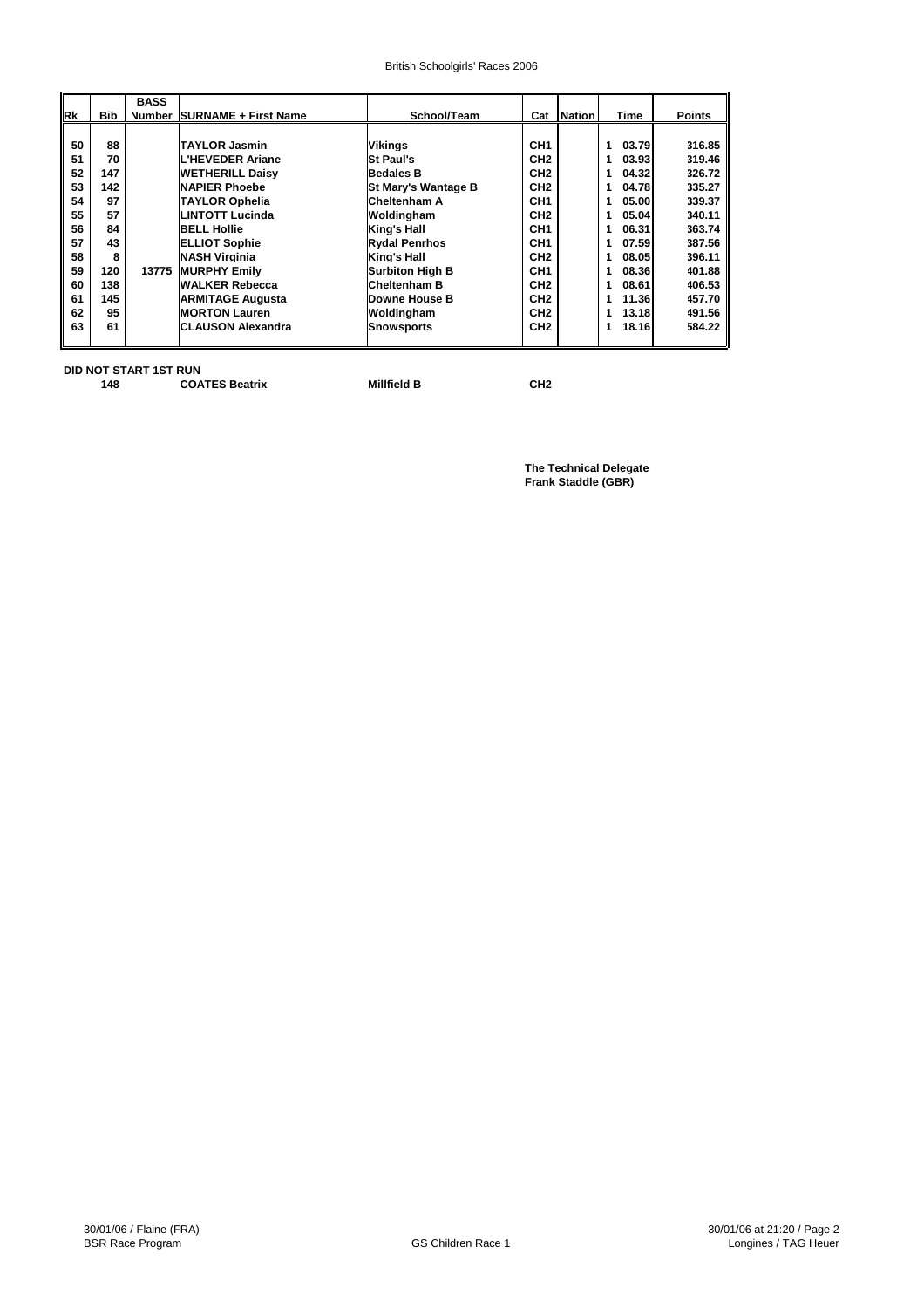| Rk | Bib | BASS Number | SURNAME + First Name | School/Team | Cat | Nation | Time | Points |
|---|---|---|---|---|---|---|---|---|
| 50 | 88 | | TAYLOR Jasmin | Vikings | CH1 | | 1 03.79 | 316.85 |
| 51 | 70 | | L'HEVEDER Ariane | St Paul's | CH2 | | 1 03.93 | 319.46 |
| 52 | 147 | | WETHERILL Daisy | Bedales B | CH2 | | 1 04.32 | 326.72 |
| 53 | 142 | | NAPIER Phoebe | St Mary's Wantage B | CH2 | | 1 04.78 | 335.27 |
| 54 | 97 | | TAYLOR Ophelia | Cheltenham A | CH1 | | 1 05.00 | 339.37 |
| 55 | 57 | | LINTOTT Lucinda | Woldingham | CH2 | | 1 05.04 | 340.11 |
| 56 | 84 | | BELL Hollie | King's Hall | CH1 | | 1 06.31 | 363.74 |
| 57 | 43 | | ELLIOT Sophie | Rydal Penrhos | CH1 | | 1 07.59 | 387.56 |
| 58 | 8 | | NASH Virginia | King's Hall | CH2 | | 1 08.05 | 396.11 |
| 59 | 120 | 13775 | MURPHY Emily | Surbiton High B | CH1 | | 1 08.36 | 401.88 |
| 60 | 138 | | WALKER Rebecca | Cheltenham B | CH2 | | 1 08.61 | 406.53 |
| 61 | 145 | | ARMITAGE Augusta | Downe House B | CH2 | | 1 11.36 | 457.70 |
| 62 | 95 | | MORTON Lauren | Woldingham | CH2 | | 1 13.18 | 491.56 |
| 63 | 61 | | CLAUSON Alexandra | Snowsports | CH2 | | 1 18.16 | 584.22 |

**DID NOT START 1ST RUN**

| Bib | Name | School/Team | Cat |
|---|---|---|---|
| 148 | COATES Beatrix | Millfield B | CH2 |

**The Technical Delegate**
**Frank Staddle (GBR)**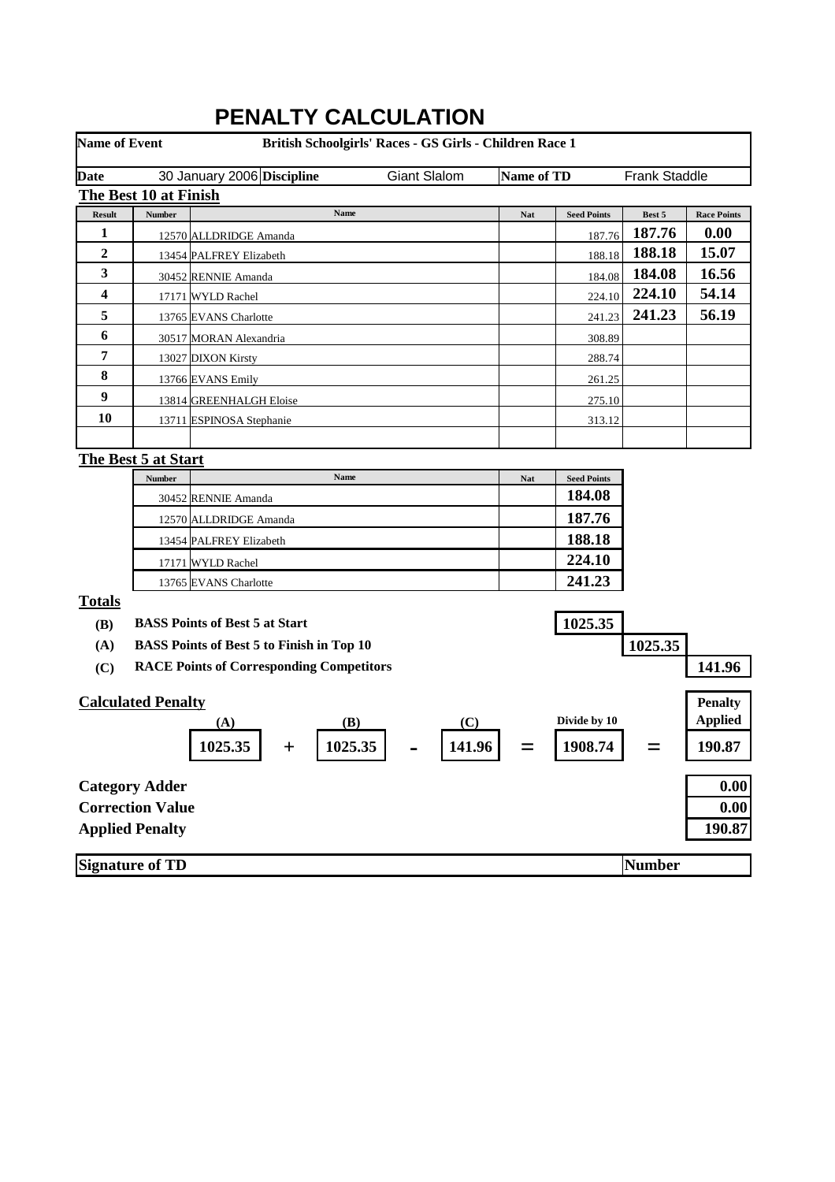# PENALTY CALCULATION

| **Name of Event** | **British Schoolgirls' Races - GS Girls - Children Race 1** | | |
|---|---|---|---|
| **Date** 30 January 2006 | **Discipline** Giant Slalom | **Name of TD** | Frank Staddle |

## The Best 10 at Finish

| Result | Number | Name | Nat | Seed Points | Best 5 | Race Points |
|---|---|---|---|---|---|---|
| 1 | 12570 | ALLDRIDGE Amanda | | 187.76 | 187.76 | 0.00 |
| 2 | 13454 | PALFREY Elizabeth | | 188.18 | 188.18 | 15.07 |
| 3 | 30452 | RENNIE Amanda | | 184.08 | 184.08 | 16.56 |
| 4 | 17171 | WYLD Rachel | | 224.10 | 224.10 | 54.14 |
| 5 | 13765 | EVANS Charlotte | | 241.23 | 241.23 | 56.19 |
| 6 | 30517 | MORAN Alexandria | | 308.89 | | |
| 7 | 13027 | DIXON Kirsty | | 288.74 | | |
| 8 | 13766 | EVANS Emily | | 261.25 | | |
| 9 | 13814 | GREENHALGH Eloise | | 275.10 | | |
| 10 | 13711 | ESPINOSA Stephanie | | 313.12 | | |

## The Best 5 at Start

| Number | Name | Nat | Seed Points |
|---|---|---|---|
| 30452 | RENNIE Amanda | | 184.08 |
| 12570 | ALLDRIDGE Amanda | | 187.76 |
| 13454 | PALFREY Elizabeth | | 188.18 |
| 17171 | WYLD Rachel | | 224.10 |
| 13765 | EVANS Charlotte | | 241.23 |

## Totals

| | | |
|---|---|---|
| **(B)** | **BASS Points of Best 5 at Start** | 1025.35 |
| **(A)** | **BASS Points of Best 5 to Finish in Top 10** | 1025.35 |
| **(C)** | **RACE Points of Corresponding Competitors** | 141.96 |

## Calculated Penalty

| (A) | | (B) | | (C) | | Divide by 10 | | Penalty Applied |
|---|---|---|---|---|---|---|---|---|
| 1025.35 | + | 1025.35 | - | 141.96 | = | 1908.74 | = | 190.87 |

| | |
|---|---|
| **Category Adder** | 0.00 |
| **Correction Value** | 0.00 |
| **Applied Penalty** | 190.87 |

**Signature of TD** | **Number**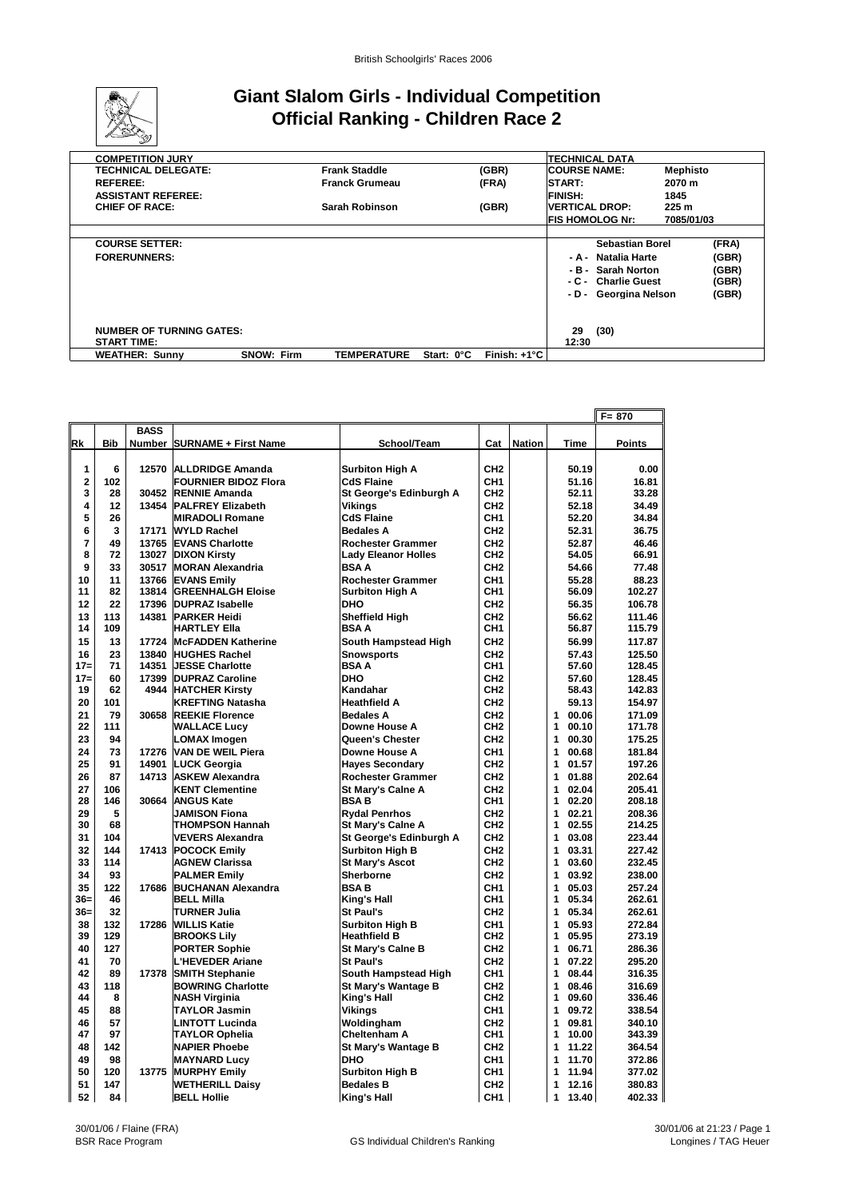# Giant Slalom Girls - Individual Competition
## Official Ranking - Children Race 2

| COMPETITION JURY | | | TECHNICAL DATA | | |
|---|---|---|---|---|---|
| TECHNICAL DELEGATE: | Frank Staddle | (GBR) | COURSE NAME: | Mephisto | |
| REFEREE: | Franck Grumeau | (FRA) | START: | 2070 m | |
| ASSISTANT REFEREE: | | | FINISH: | 1845 | |
| CHIEF OF RACE: | Sarah Robinson | (GBR) | VERTICAL DROP: | 225 m | |
| | | | FIS HOMOLOG Nr: | 7085/01/03 | |
| COURSE SETTER: | | | | Sebastian Borel | (FRA) |
| FORERUNNERS: | | | - A - | Natalia Harte | (GBR) |
| | | | - B - | Sarah Norton | (GBR) |
| | | | - C - | Charlie Guest | (GBR) |
| | | | - D - | Georgina Nelson | (GBR) |
| NUMBER OF TURNING GATES: | | | 29 | (30) | |
| START TIME: | | | 12:30 | | |
| WEATHER: Sunny | SNOW: Firm | TEMPERATURE Start: 0°C | Finish: +1°C | | |

F= 870

| Rk | Bib | BASS Number | SURNAME + First Name | School/Team | Cat | Nation | Time | Points |
|---|---|---|---|---|---|---|---|---|
| 1 | 6 | 12570 | ALLDRIDGE Amanda | Surbiton High A | CH2 | | 50.19 | 0.00 |
| 2 | 102 | | FOURNIER BIDOZ Flora | CdS Flaine | CH1 | | 51.16 | 16.81 |
| 3 | 28 | 30452 | RENNIE Amanda | St George's Edinburgh A | CH2 | | 52.11 | 33.28 |
| 4 | 12 | 13454 | PALFREY Elizabeth | Vikings | CH2 | | 52.18 | 34.49 |
| 5 | 26 | | MIRADOLI Romane | CdS Flaine | CH1 | | 52.20 | 34.84 |
| 6 | 3 | 17171 | WYLD Rachel | Bedales A | CH2 | | 52.31 | 36.75 |
| 7 | 49 | 13765 | EVANS Charlotte | Rochester Grammer | CH2 | | 52.87 | 46.46 |
| 8 | 72 | 13027 | DIXON Kirsty | Lady Eleanor Holles | CH2 | | 54.05 | 66.91 |
| 9 | 33 | 30517 | MORAN Alexandria | BSA A | CH2 | | 54.66 | 77.48 |
| 10 | 11 | 13766 | EVANS Emily | Rochester Grammer | CH1 | | 55.28 | 88.23 |
| 11 | 82 | 13814 | GREENHALGH Eloise | Surbiton High A | CH1 | | 56.09 | 102.27 |
| 12 | 22 | 17396 | DUPRAZ Isabelle | DHO | CH2 | | 56.35 | 106.78 |
| 13 | 113 | 14381 | PARKER Heidi | Sheffield High | CH2 | | 56.62 | 111.46 |
| 14 | 109 | | HARTLEY Ella | BSA A | CH1 | | 56.87 | 115.79 |
| 15 | 13 | 17724 | McFADDEN Katherine | South Hampstead High | CH2 | | 56.99 | 117.87 |
| 16 | 23 | 13840 | HUGHES Rachel | Snowsports | CH2 | | 57.43 | 125.50 |
| 17= | 71 | 14351 | JESSE Charlotte | BSA A | CH1 | | 57.60 | 128.45 |
| 17= | 60 | 17399 | DUPRAZ Caroline | DHO | CH2 | | 57.60 | 128.45 |
| 19 | 62 | 4944 | HATCHER Kirsty | Kandahar | CH2 | | 58.43 | 142.83 |
| 20 | 101 | | KREFTING Natasha | Heathfield A | CH2 | | 59.13 | 154.97 |
| 21 | 79 | 30658 | REEKIE Florence | Bedales A | CH2 | | 1 00.06 | 171.09 |
| 22 | 111 | | WALLACE Lucy | Downe House A | CH2 | | 1 00.10 | 171.78 |
| 23 | 94 | | LOMAX Imogen | Queen's Chester | CH2 | | 1 00.30 | 175.25 |
| 24 | 73 | 17276 | VAN DE WEIL Piera | Downe House A | CH1 | | 1 00.68 | 181.84 |
| 25 | 91 | 14901 | LUCK Georgia | Hayes Secondary | CH2 | | 1 01.57 | 197.26 |
| 26 | 87 | 14713 | ASKEW Alexandra | Rochester Grammer | CH2 | | 1 01.88 | 202.64 |
| 27 | 106 | | KENT Clementine | St Mary's Calne A | CH2 | | 1 02.04 | 205.41 |
| 28 | 146 | 30664 | ANGUS Kate | BSA B | CH1 | | 1 02.20 | 208.18 |
| 29 | 5 | | JAMISON Fiona | Rydal Penrhos | CH2 | | 1 02.21 | 208.36 |
| 30 | 68 | | THOMPSON Hannah | St Mary's Calne A | CH2 | | 1 02.55 | 214.25 |
| 31 | 104 | | VEVERS Alexandra | St George's Edinburgh A | CH2 | | 1 03.08 | 223.44 |
| 32 | 144 | 17413 | POCOCK Emily | Surbiton High B | CH2 | | 1 03.31 | 227.42 |
| 33 | 114 | | AGNEW Clarissa | St Mary's Ascot | CH2 | | 1 03.60 | 232.45 |
| 34 | 93 | | PALMER Emily | Sherborne | CH2 | | 1 03.92 | 238.00 |
| 35 | 122 | 17686 | BUCHANAN Alexandra | BSA B | CH1 | | 1 05.03 | 257.24 |
| 36= | 46 | | BELL Milla | King's Hall | CH1 | | 1 05.34 | 262.61 |
| 36= | 32 | | TURNER Julia | St Paul's | CH2 | | 1 05.34 | 262.61 |
| 38 | 132 | 17286 | WILLIS Katie | Surbiton High B | CH1 | | 1 05.93 | 272.84 |
| 39 | 129 | | BROOKS Lily | Heathfield B | CH2 | | 1 05.95 | 273.19 |
| 40 | 127 | | PORTER Sophie | St Mary's Calne B | CH2 | | 1 06.71 | 286.36 |
| 41 | 70 | | L'HEVEDER Ariane | St Paul's | CH2 | | 1 07.22 | 295.20 |
| 42 | 89 | 17378 | SMITH Stephanie | South Hampstead High | CH1 | | 1 08.44 | 316.35 |
| 43 | 118 | | BOWRING Charlotte | St Mary's Wantage B | CH2 | | 1 08.46 | 316.69 |
| 44 | 8 | | NASH Virginia | King's Hall | CH2 | | 1 09.60 | 336.46 |
| 45 | 88 | | TAYLOR Jasmin | Vikings | CH1 | | 1 09.72 | 338.54 |
| 46 | 57 | | LINTOTT Lucinda | Woldingham | CH2 | | 1 09.81 | 340.10 |
| 47 | 97 | | TAYLOR Ophelia | Cheltenham A | CH1 | | 1 10.00 | 343.39 |
| 48 | 142 | | NAPIER Phoebe | St Mary's Wantage B | CH2 | | 1 11.22 | 364.54 |
| 49 | 98 | | MAYNARD Lucy | DHO | CH1 | | 1 11.70 | 372.86 |
| 50 | 120 | 13775 | MURPHY Emily | Surbiton High B | CH1 | | 1 11.94 | 377.02 |
| 51 | 147 | | WETHERILL Daisy | Bedales B | CH2 | | 1 12.16 | 380.83 |
| 52 | 84 | | BELL Hollie | King's Hall | CH1 | | 1 13.40 | 402.33 |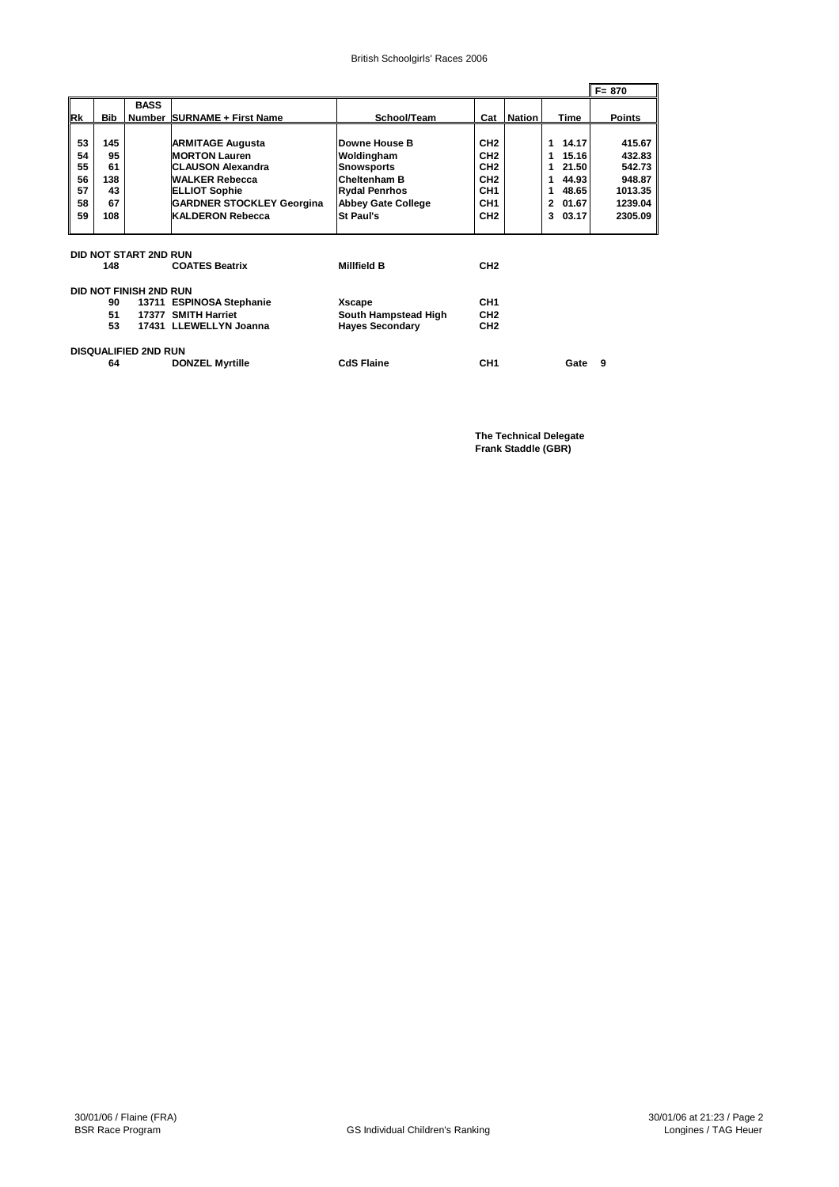# British Schoolgirls' Races 2006

F= 870

| Rk | Bib | BASS Number | SURNAME + First Name | School/Team | Cat | Nation | Time | Points |
|---|---|---|---|---|---|---|---|---|
| 53 | 145 | | ARMITAGE Augusta | Downe House B | CH2 | | 1 14.17 | 415.67 |
| 54 | 95 | | MORTON Lauren | Woldingham | CH2 | | 1 15.16 | 432.83 |
| 55 | 61 | | CLAUSON Alexandra | Snowsports | CH2 | | 1 21.50 | 542.73 |
| 56 | 138 | | WALKER Rebecca | Cheltenham B | CH2 | | 1 44.93 | 948.87 |
| 57 | 43 | | ELLIOT Sophie | Rydal Penrhos | CH1 | | 1 48.65 | 1013.35 |
| 58 | 67 | | GARDNER STOCKLEY Georgina | Abbey Gate College | CH1 | | 2 01.67 | 1239.04 |
| 59 | 108 | | KALDERON Rebecca | St Paul's | CH2 | | 3 03.17 | 2305.09 |

**DID NOT START 2ND RUN**

| Bib | BASS Number | SURNAME + First Name | School/Team | Cat |
|---|---|---|---|---|
| 148 | | COATES Beatrix | Millfield B | CH2 |

**DID NOT FINISH 2ND RUN**

| Bib | BASS Number | SURNAME + First Name | School/Team | Cat |
|---|---|---|---|---|
| 90 | 13711 | ESPINOSA Stephanie | Xscape | CH1 |
| 51 | 17377 | SMITH Harriet | South Hampstead High | CH2 |
| 53 | 17431 | LLEWELLYN Joanna | Hayes Secondary | CH2 |

**DISQUALIFIED 2ND RUN**

| Bib | BASS Number | SURNAME + First Name | School/Team | Cat | | |
|---|---|---|---|---|---|---|
| 64 | | DONZEL Myrtille | CdS Flaine | CH1 | Gate | 9 |

**The Technical Delegate**
**Frank Staddle (GBR)**

30/01/06 / Flaine (FRA)
BSR Race Program

GS Individual Children's Ranking

30/01/06 at 21:23
Longines / TAG Heuer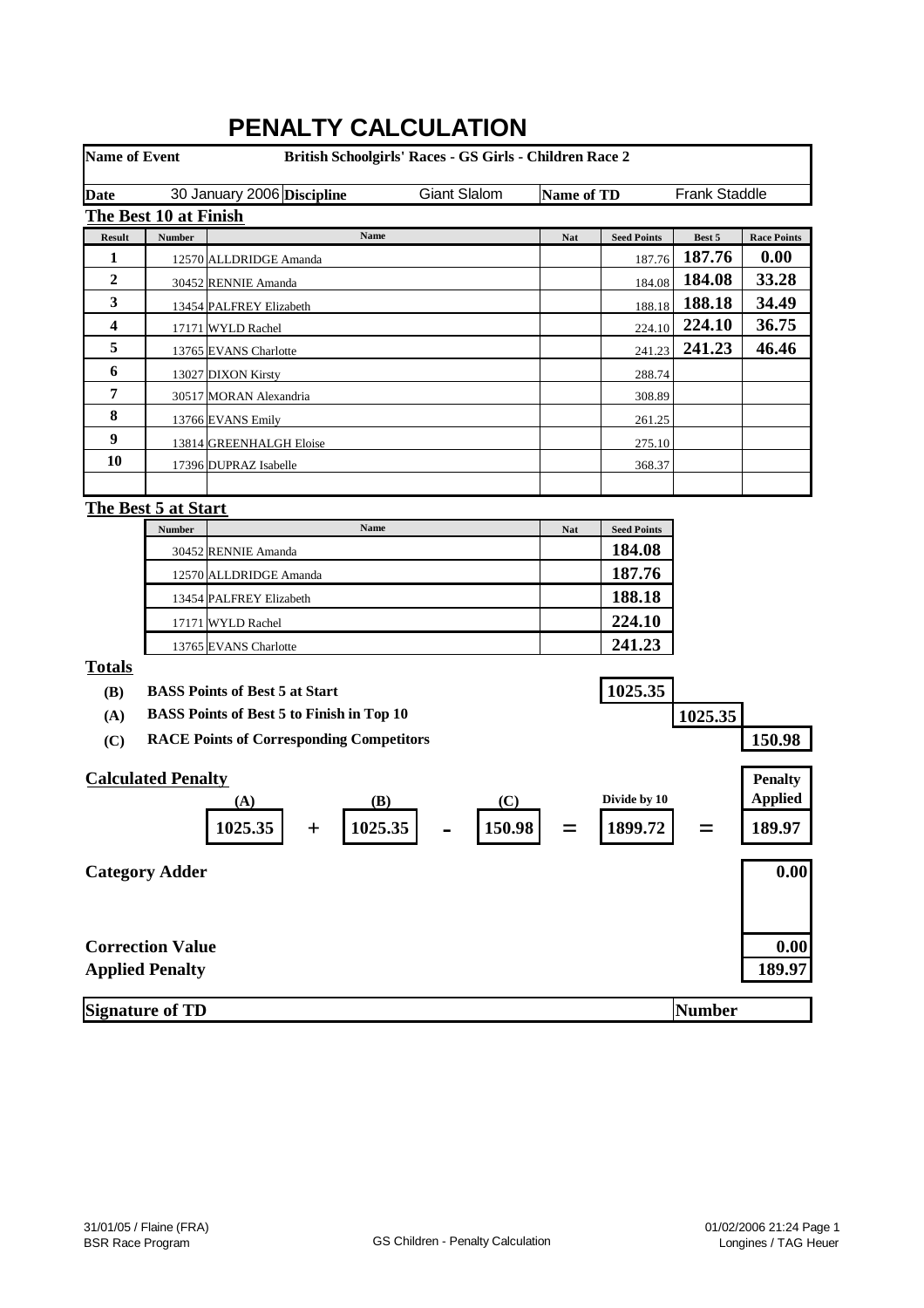# PENALTY CALCULATION

| Name of Event | British Schoolgirls' Races - GS Girls - Children Race 2 | | |
|---|---|---|---|
| **Date** | 30 January 2006 | **Discipline** | Giant Slalom |
| **Name of TD** | Frank Staddle | | |

## The Best 10 at Finish

| Result | Number | Name | Nat | Seed Points | Best 5 | Race Points |
|---|---|---|---|---|---|---|
| 1 | 12570 | ALLDRIDGE Amanda | | 187.76 | 187.76 | 0.00 |
| 2 | 30452 | RENNIE Amanda | | 184.08 | 184.08 | 33.28 |
| 3 | 13454 | PALFREY Elizabeth | | 188.18 | 188.18 | 34.49 |
| 4 | 17171 | WYLD Rachel | | 224.10 | 224.10 | 36.75 |
| 5 | 13765 | EVANS Charlotte | | 241.23 | 241.23 | 46.46 |
| 6 | 13027 | DIXON Kirsty | | 288.74 | | |
| 7 | 30517 | MORAN Alexandria | | 308.89 | | |
| 8 | 13766 | EVANS Emily | | 261.25 | | |
| 9 | 13814 | GREENHALGH Eloise | | 275.10 | | |
| 10 | 17396 | DUPRAZ Isabelle | | 368.37 | | |

## The Best 5 at Start

| Number | Name | Nat | Seed Points |
|---|---|---|---|
| 30452 | RENNIE Amanda | | 184.08 |
| 12570 | ALLDRIDGE Amanda | | 187.76 |
| 13454 | PALFREY Elizabeth | | 188.18 |
| 17171 | WYLD Rachel | | 224.10 |
| 13765 | EVANS Charlotte | | 241.23 |

## Totals

| | | |
|---|---|---|
| **(B)** | **BASS Points of Best 5 at Start** | 1025.35 |
| **(A)** | **BASS Points of Best 5 to Finish in Top 10** | 1025.35 |
| **(C)** | **RACE Points of Corresponding Competitors** | 150.98 |

## Calculated Penalty

| (A) | | (B) | | (C) | | Divide by 10 | | Penalty Applied |
|---|---|---|---|---|---|---|---|---|
| 1025.35 | + | 1025.35 | - | 150.98 | = | 1899.72 | = | 189.97 |

**Category Adder** 0.00

**Correction Value** 0.00

**Applied Penalty** 189.97

| **Signature of TD** | **Number** |
|---|---|
| | |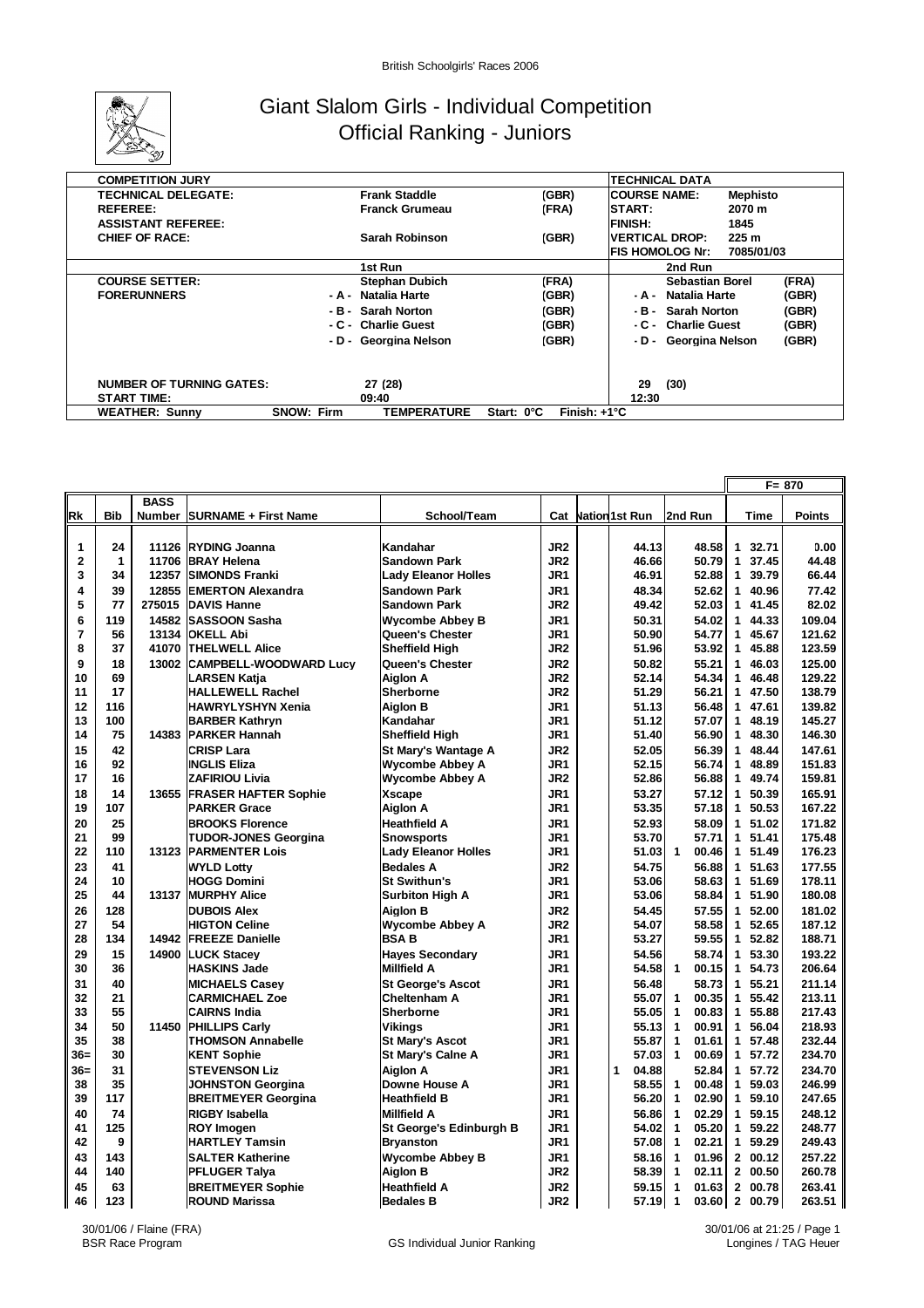# Giant Slalom Girls - Individual Competition
## Official Ranking - Juniors

| COMPETITION JURY | | | TECHNICAL DATA | |
|---|---|---|---|---|
| TECHNICAL DELEGATE: | Frank Staddle | (GBR) | COURSE NAME: | Mephisto |
| REFEREE: | Franck Grumeau | (FRA) | START: | 2070 m |
| ASSISTANT REFEREE: | | | FINISH: | 1845 |
| CHIEF OF RACE: | Sarah Robinson | (GBR) | VERTICAL DROP: | 225 m |
| | | | FIS HOMOLOG Nr: | 7085/01/03 |

| | 1st Run | | 2nd Run | |
|---|---|---|---|---|
| COURSE SETTER: | Stephan Dubich | (FRA) | Sebastian Borel | (FRA) |
| FORERUNNERS | - A - Natalia Harte | (GBR) | - A - Natalia Harte | (GBR) |
| | - B - Sarah Norton | (GBR) | - B - Sarah Norton | (GBR) |
| | - C - Charlie Guest | (GBR) | - C - Charlie Guest | (GBR) |
| | - D - Georgina Nelson | (GBR) | - D - Georgina Nelson | (GBR) |
| NUMBER OF TURNING GATES: | 27 (28) | | 29 (30) | |
| START TIME: | 09:40 | | 12:30 | |

WEATHER: Sunny — SNOW: Firm — TEMPERATURE Start: 0°C Finish: +1°C

F= 870

| Rk | Bib | BASS Number | SURNAME + First Name | School/Team | Cat | Nation | 1st Run | 2nd Run | Time | Points |
|---|---|---|---|---|---|---|---|---|---|---|
| 1 | 24 | 11126 | RYDING Joanna | Kandahar | JR2 | | 44.13 | 48.58 | 1 32.71 | 0.00 |
| 2 | 1 | 11706 | BRAY Helena | Sandown Park | JR2 | | 46.66 | 50.79 | 1 37.45 | 44.48 |
| 3 | 34 | 12357 | SIMONDS Franki | Lady Eleanor Holles | JR1 | | 46.91 | 52.88 | 1 39.79 | 66.44 |
| 4 | 39 | 12855 | EMERTON Alexandra | Sandown Park | JR1 | | 48.34 | 52.62 | 1 40.96 | 77.42 |
| 5 | 77 | 275015 | DAVIS Hanne | Sandown Park | JR2 | | 49.42 | 52.03 | 1 41.45 | 82.02 |
| 6 | 119 | 14582 | SASSOON Sasha | Wycombe Abbey B | JR1 | | 50.31 | 54.02 | 1 44.33 | 109.04 |
| 7 | 56 | 13134 | OKELL Abi | Queen's Chester | JR1 | | 50.90 | 54.77 | 1 45.67 | 121.62 |
| 8 | 37 | 41070 | THELWELL Alice | Sheffield High | JR2 | | 51.96 | 53.92 | 1 45.88 | 123.59 |
| 9 | 18 | 13002 | CAMPBELL-WOODWARD Lucy | Queen's Chester | JR2 | | 50.82 | 55.21 | 1 46.03 | 125.00 |
| 10 | 69 | | LARSEN Katja | Aiglon A | JR2 | | 52.14 | 54.34 | 1 46.48 | 129.22 |
| 11 | 17 | | HALLEWELL Rachel | Sherborne | JR2 | | 51.29 | 56.21 | 1 47.50 | 138.79 |
| 12 | 116 | | HAWRYLYSHYN Xenia | Aiglon B | JR1 | | 51.13 | 56.48 | 1 47.61 | 139.82 |
| 13 | 100 | | BARBER Kathryn | Kandahar | JR1 | | 51.12 | 57.07 | 1 48.19 | 145.27 |
| 14 | 75 | 14383 | PARKER Hannah | Sheffield High | JR1 | | 51.40 | 56.90 | 1 48.30 | 146.30 |
| 15 | 42 | | CRISP Lara | St Mary's Wantage A | JR2 | | 52.05 | 56.39 | 1 48.44 | 147.61 |
| 16 | 92 | | INGLIS Eliza | Wycombe Abbey A | JR1 | | 52.15 | 56.74 | 1 48.89 | 151.83 |
| 17 | 16 | | ZAFIRIOU Livia | Wycombe Abbey A | JR2 | | 52.86 | 56.88 | 1 49.74 | 159.81 |
| 18 | 14 | 13655 | FRASER HAFTER Sophie | Xscape | JR1 | | 53.27 | 57.12 | 1 50.39 | 165.91 |
| 19 | 107 | | PARKER Grace | Aiglon A | JR1 | | 53.35 | 57.18 | 1 50.53 | 167.22 |
| 20 | 25 | | BROOKS Florence | Heathfield A | JR1 | | 52.93 | 58.09 | 1 51.02 | 171.82 |
| 21 | 99 | | TUDOR-JONES Georgina | Snowsports | JR1 | | 53.70 | 57.71 | 1 51.41 | 175.48 |
| 22 | 110 | 13123 | PARMENTER Lois | Lady Eleanor Holles | JR1 | | 51.03 | 1 00.46 | 1 51.49 | 176.23 |
| 23 | 41 | | WYLD Lotty | Bedales A | JR2 | | 54.75 | 56.88 | 1 51.63 | 177.55 |
| 24 | 10 | | HOGG Domini | St Swithun's | JR1 | | 53.06 | 58.63 | 1 51.69 | 178.11 |
| 25 | 44 | 13137 | MURPHY Alice | Surbiton High A | JR1 | | 53.06 | 58.84 | 1 51.90 | 180.08 |
| 26 | 128 | | DUBOIS Alex | Aiglon B | JR2 | | 54.45 | 57.55 | 1 52.00 | 181.02 |
| 27 | 54 | | HIGTON Celine | Wycombe Abbey A | JR2 | | 54.07 | 58.58 | 1 52.65 | 187.12 |
| 28 | 134 | 14942 | FREEZE Danielle | BSA B | JR1 | | 53.27 | 59.55 | 1 52.82 | 188.71 |
| 29 | 15 | 14900 | LUCK Stacey | Hayes Secondary | JR1 | | 54.56 | 58.74 | 1 53.30 | 193.22 |
| 30 | 36 | | HASKINS Jade | Millfield A | JR1 | | 54.58 | 1 00.15 | 1 54.73 | 206.64 |
| 31 | 40 | | MICHAELS Casey | St George's Ascot | JR1 | | 56.48 | 58.73 | 1 55.21 | 211.14 |
| 32 | 21 | | CARMICHAEL Zoe | Cheltenham A | JR1 | | 55.07 | 1 00.35 | 1 55.42 | 213.11 |
| 33 | 55 | | CAIRNS India | Sherborne | JR1 | | 55.05 | 1 00.83 | 1 55.88 | 217.43 |
| 34 | 50 | 11450 | PHILLIPS Carly | Vikings | JR1 | | 55.13 | 1 00.91 | 1 56.04 | 218.93 |
| 35 | 38 | | THOMSON Annabelle | St Mary's Ascot | JR1 | | 55.87 | 1 01.61 | 1 57.48 | 232.44 |
| 36= | 30 | | KENT Sophie | St Mary's Calne A | JR1 | | 57.03 | 1 00.69 | 1 57.72 | 234.70 |
| 36= | 31 | | STEVENSON Liz | Aiglon A | JR1 | | 1 04.88 | 52.84 | 1 57.72 | 234.70 |
| 38 | 35 | | JOHNSTON Georgina | Downe House A | JR1 | | 58.55 | 1 00.48 | 1 59.03 | 246.99 |
| 39 | 117 | | BREITMEYER Georgina | Heathfield B | JR1 | | 56.20 | 1 02.90 | 1 59.10 | 247.65 |
| 40 | 74 | | RIGBY Isabella | Millfield A | JR1 | | 56.86 | 1 02.29 | 1 59.15 | 248.12 |
| 41 | 125 | | ROY Imogen | St George's Edinburgh B | JR1 | | 54.02 | 1 05.20 | 1 59.22 | 248.77 |
| 42 | 9 | | HARTLEY Tamsin | Bryanston | JR1 | | 57.08 | 1 02.21 | 1 59.29 | 249.43 |
| 43 | 143 | | SALTER Katherine | Wycombe Abbey B | JR1 | | 58.16 | 1 01.96 | 2 00.12 | 257.22 |
| 44 | 140 | | PFLUGER Talya | Aiglon B | JR2 | | 58.39 | 1 02.11 | 2 00.50 | 260.78 |
| 45 | 63 | | BREITMEYER Sophie | Heathfield A | JR2 | | 59.15 | 1 01.63 | 2 00.78 | 263.41 |
| 46 | 123 | | ROUND Marissa | Bedales B | JR2 | | 57.19 | 1 03.60 | 2 00.79 | 263.51 |

30/01/06 / Flaine (FRA) — BSR Race Program — GS Individual Junior Ranking — 30/01/06 at 21:25 — Longines / TAG Heuer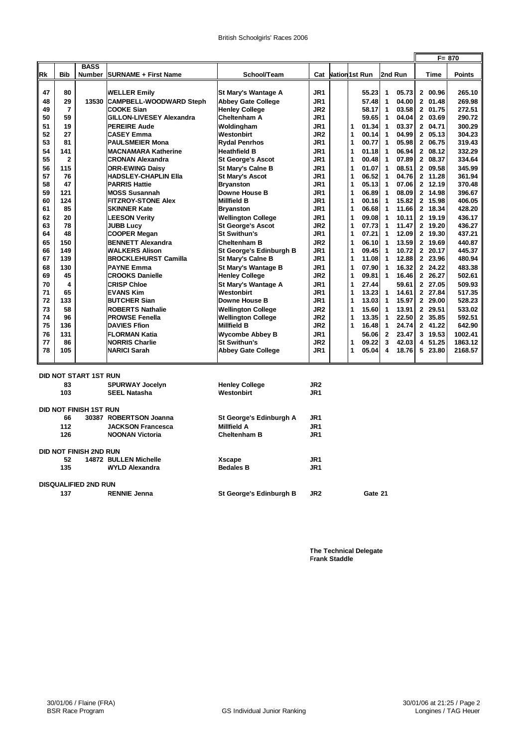British Schoolgirls' Races 2006

| Rk | Bib | BASS Number | SURNAME + First Name | School/Team | Cat | Nation | 1st Run | 2nd Run | Time | Points |
|---|---|---|---|---|---|---|---|---|---|---|
| | | | | | | | | | | F= 870 |
| 47 | 80 | | WELLER Emily | St Mary's Wantage A | JR1 | | 55.23 | 1 05.73 | 2 00.96 | 265.10 |
| 48 | 29 | 13530 | CAMPBELL-WOODWARD Steph | Abbey Gate College | JR1 | | 57.48 | 1 04.00 | 2 01.48 | 269.98 |
| 49 | 7 | | COOKE Sian | Henley College | JR2 | | 58.17 | 1 03.58 | 2 01.75 | 272.51 |
| 50 | 59 | | GILLON-LIVESEY Alexandra | Cheltenham A | JR1 | | 59.65 | 1 04.04 | 2 03.69 | 290.72 |
| 51 | 19 | | PEREIRE Aude | Woldingham | JR1 | | 1 01.34 | 1 03.37 | 2 04.71 | 300.29 |
| 52 | 27 | | CASEY Emma | Westonbirt | JR2 | | 1 00.14 | 1 04.99 | 2 05.13 | 304.23 |
| 53 | 81 | | PAULSMEIER Mona | Rydal Penrhos | JR1 | | 1 00.77 | 1 05.98 | 2 06.75 | 319.43 |
| 54 | 141 | | MACNAMARA Katherine | Heathfield B | JR1 | | 1 01.18 | 1 06.94 | 2 08.12 | 332.29 |
| 55 | 2 | | CRONAN Alexandra | St George's Ascot | JR1 | | 1 00.48 | 1 07.89 | 2 08.37 | 334.64 |
| 56 | 115 | | ORR-EWING Daisy | St Mary's Calne B | JR1 | | 1 01.07 | 1 08.51 | 2 09.58 | 345.99 |
| 57 | 76 | | HADSLEY-CHAPLIN Ella | St Mary's Ascot | JR1 | | 1 06.52 | 1 04.76 | 2 11.28 | 361.94 |
| 58 | 47 | | PARRIS Hattie | Bryanston | JR1 | | 1 05.13 | 1 07.06 | 2 12.19 | 370.48 |
| 59 | 121 | | MOSS Susannah | Downe House B | JR1 | | 1 06.89 | 1 08.09 | 2 14.98 | 396.67 |
| 60 | 124 | | FITZROY-STONE Alex | Millfield B | JR1 | | 1 00.16 | 1 15.82 | 2 15.98 | 406.05 |
| 61 | 85 | | SKINNER Kate | Bryanston | JR1 | | 1 06.68 | 1 11.66 | 2 18.34 | 428.20 |
| 62 | 20 | | LEESON Verity | Wellington College | JR1 | | 1 09.08 | 1 10.11 | 2 19.19 | 436.17 |
| 63 | 78 | | JUBB Lucy | St George's Ascot | JR2 | | 1 07.73 | 1 11.47 | 2 19.20 | 436.27 |
| 64 | 48 | | COOPER Megan | St Swithun's | JR1 | | 1 07.21 | 1 12.09 | 2 19.30 | 437.21 |
| 65 | 150 | | BENNETT Alexandra | Cheltenham B | JR2 | | 1 06.10 | 1 13.59 | 2 19.69 | 440.87 |
| 66 | 149 | | WALKERS Alison | St George's Edinburgh B | JR1 | | 1 09.45 | 1 10.72 | 2 20.17 | 445.37 |
| 67 | 139 | | BROCKLEHURST Camilla | St Mary's Calne B | JR1 | | 1 11.08 | 1 12.88 | 2 23.96 | 480.94 |
| 68 | 130 | | PAYNE Emma | St Mary's Wantage B | JR1 | | 1 07.90 | 1 16.32 | 2 24.22 | 483.38 |
| 69 | 45 | | CROOKS Danielle | Henley College | JR2 | | 1 09.81 | 1 16.46 | 2 26.27 | 502.61 |
| 70 | 4 | | CRISP Chloe | St Mary's Wantage A | JR1 | | 1 27.44 | 59.61 | 2 27.05 | 509.93 |
| 71 | 65 | | EVANS Kim | Westonbirt | JR1 | | 1 13.23 | 1 14.61 | 2 27.84 | 517.35 |
| 72 | 133 | | BUTCHER Sian | Downe House B | JR1 | | 1 13.03 | 1 15.97 | 2 29.00 | 528.23 |
| 73 | 58 | | ROBERTS Nathalie | Wellington College | JR2 | | 1 15.60 | 1 13.91 | 2 29.51 | 533.02 |
| 74 | 96 | | PROWSE Fenella | Wellington College | JR2 | | 1 13.35 | 1 22.50 | 2 35.85 | 592.51 |
| 75 | 136 | | DAVIES Ffion | Millfield B | JR2 | | 1 16.48 | 1 24.74 | 2 41.22 | 642.90 |
| 76 | 131 | | FLORMAN Katia | Wycombe Abbey B | JR1 | | 56.06 | 2 23.47 | 3 19.53 | 1002.41 |
| 77 | 86 | | NORRIS Charlie | St Swithun's | JR2 | | 1 09.22 | 3 42.03 | 4 51.25 | 1863.12 |
| 78 | 105 | | NARICI Sarah | Abbey Gate College | JR1 | | 1 05.04 | 4 18.76 | 5 23.80 | 2168.57 |

**DID NOT START 1ST RUN**

| Bib | BASS Number | SURNAME + First Name | School/Team | Cat |
|---|---|---|---|---|
| 83 | | SPURWAY Jocelyn | Henley College | JR2 |
| 103 | | SEEL Natasha | Westonbirt | JR1 |

**DID NOT FINISH 1ST RUN**

| Bib | BASS Number | SURNAME + First Name | School/Team | Cat |
|---|---|---|---|---|
| 66 | 30387 | ROBERTSON Joanna | St George's Edinburgh A | JR1 |
| 112 | | JACKSON Francesca | Millfield A | JR1 |
| 126 | | NOONAN Victoria | Cheltenham B | JR1 |

**DID NOT FINISH 2ND RUN**

| Bib | BASS Number | SURNAME + First Name | School/Team | Cat |
|---|---|---|---|---|
| 52 | 14872 | BULLEN Michelle | Xscape | JR1 |
| 135 | | WYLD Alexandra | Bedales B | JR1 |

**DISQUALIFIED 2ND RUN**

| Bib | BASS Number | SURNAME + First Name | School/Team | Cat | |
|---|---|---|---|---|---|
| 137 | | RENNIE Jenna | St George's Edinburgh B | JR2 | Gate 21 |

The Technical Delegate
Frank Staddle

30/01/06 / Flaine (FRA)
BSR Race Program

GS Individual Junior Ranking

30/01/06 at 21:25
Longines / TAG Heuer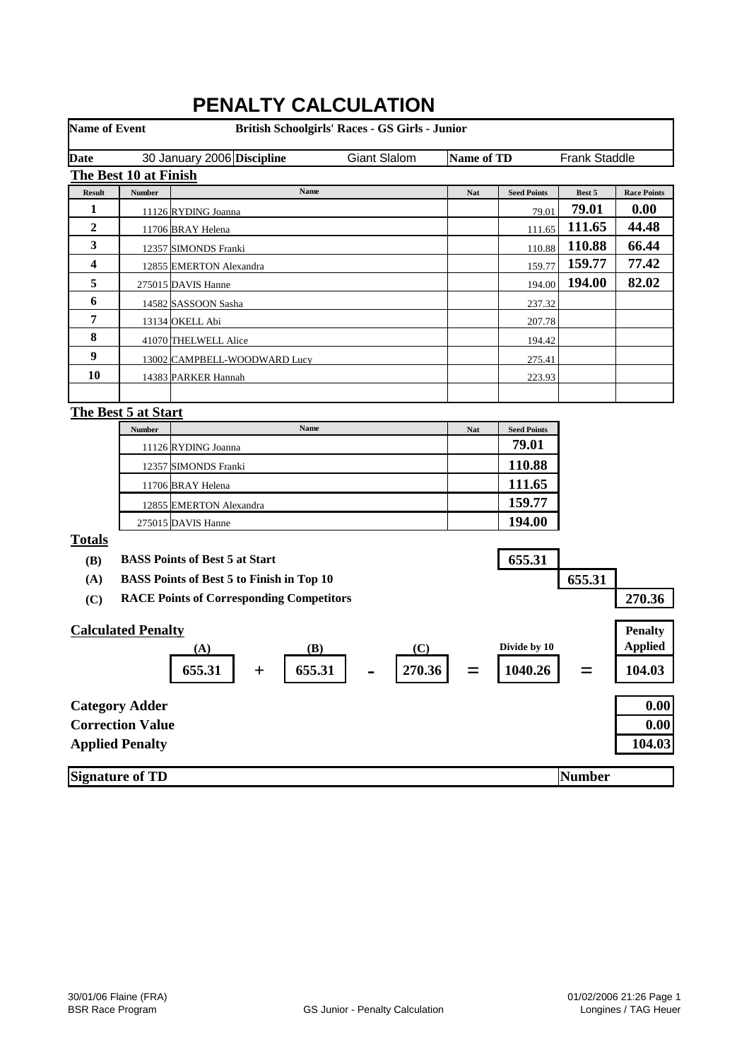# PENALTY CALCULATION

| Name of Event | British Schoolgirls' Races - GS Girls - Junior | | | | |
|---|---|---|---|---|---|
| Date | 30 January 2006 | Discipline | Giant Slalom | Name of TD | Frank Staddle |

## The Best 10 at Finish

| Result | Number | Name | Nat | Seed Points | Best 5 | Race Points |
|---|---|---|---|---|---|---|
| 1 | 11126 | RYDING Joanna | | 79.01 | 79.01 | 0.00 |
| 2 | 11706 | BRAY Helena | | 111.65 | 111.65 | 44.48 |
| 3 | 12357 | SIMONDS Franki | | 110.88 | 110.88 | 66.44 |
| 4 | 12855 | EMERTON Alexandra | | 159.77 | 159.77 | 77.42 |
| 5 | 275015 | DAVIS Hanne | | 194.00 | 194.00 | 82.02 |
| 6 | 14582 | SASSOON Sasha | | 237.32 | | |
| 7 | 13134 | OKELL Abi | | 207.78 | | |
| 8 | 41070 | THELWELL Alice | | 194.42 | | |
| 9 | 13002 | CAMPBELL-WOODWARD Lucy | | 275.41 | | |
| 10 | 14383 | PARKER Hannah | | 223.93 | | |

## The Best 5 at Start

| Number | Name | Nat | Seed Points |
|---|---|---|---|
| 11126 | RYDING Joanna | | 79.01 |
| 12357 | SIMONDS Franki | | 110.88 |
| 11706 | BRAY Helena | | 111.65 |
| 12855 | EMERTON Alexandra | | 159.77 |
| 275015 | DAVIS Hanne | | 194.00 |

## Totals

| | | |
|---|---|---|
| (B) | BASS Points of Best 5 at Start | 655.31 |
| (A) | BASS Points of Best 5 to Finish in Top 10 | 655.31 |
| (C) | RACE Points of Corresponding Competitors | 270.36 |

## Calculated Penalty

| (A) | | (B) | | (C) | | Divide by 10 | | Penalty Applied |
|---|---|---|---|---|---|---|---|---|
| 655.31 | + | 655.31 | - | 270.36 | = | 1040.26 | = | 104.03 |

| | |
|---|---|
| **Category Adder** | 0.00 |
| **Correction Value** | 0.00 |
| **Applied Penalty** | 104.03 |

| Signature of TD | Number |
|---|---|
| | |

30/01/06 Flaine (FRA)
BSR Race Program
GS Junior - Penalty Calculation
01/02/2006 21:26
Longines / TAG Heuer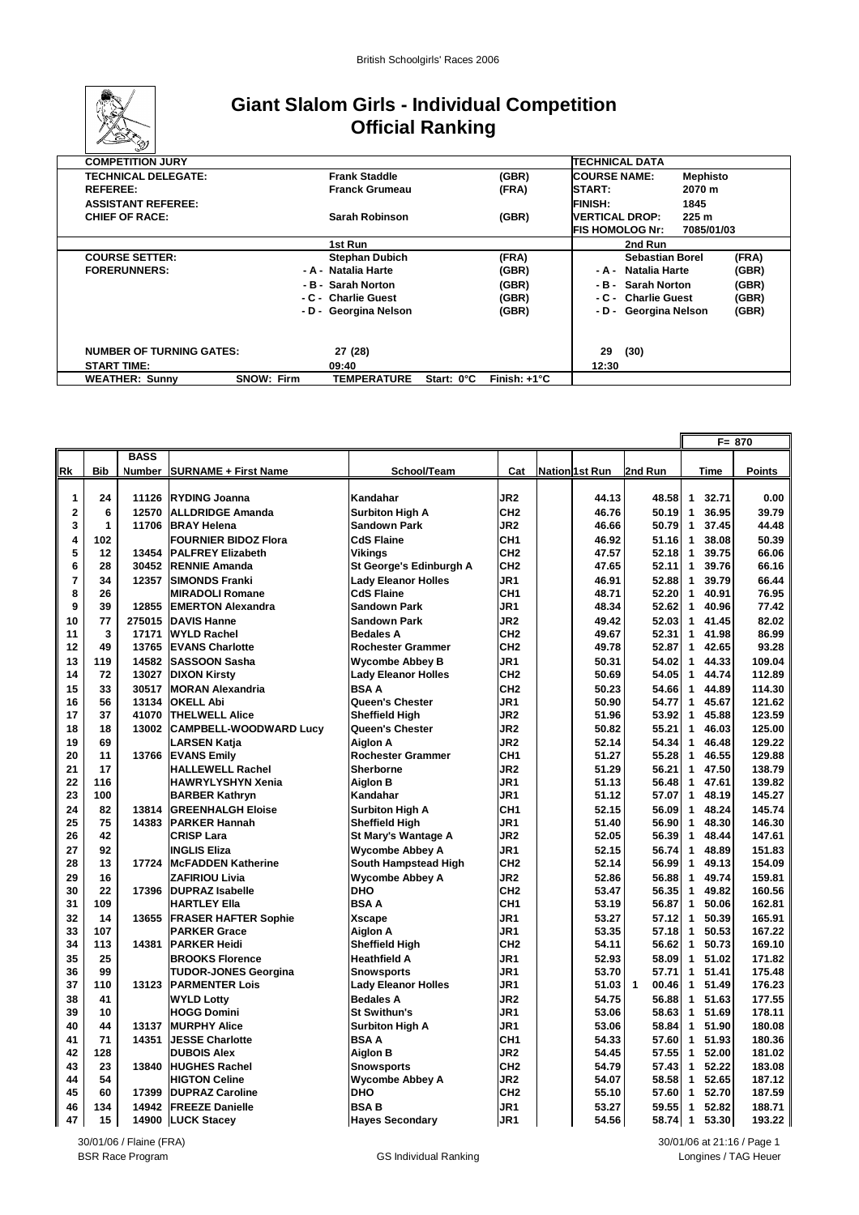# Giant Slalom Girls - Individual Competition
## Official Ranking

| COMPETITION JURY | | | TECHNICAL DATA | |
|---|---|---|---|---|
| TECHNICAL DELEGATE: | Frank Staddle | (GBR) | COURSE NAME: | Mephisto |
| REFEREE: | Franck Grumeau | (FRA) | START: | 2070 m |
| ASSISTANT REFEREE: | | | FINISH: | 1845 |
| CHIEF OF RACE: | Sarah Robinson | (GBR) | VERTICAL DROP: | 225 m |
| | | | FIS HOMOLOG Nr: | 7085/01/03 |

| | 1st Run | | 2nd Run | |
|---|---|---|---|---|
| COURSE SETTER: | Stephan Dubich | (FRA) | Sebastian Borel | (FRA) |
| FORERUNNERS: | - A - Natalia Harte | (GBR) | - A - Natalia Harte | (GBR) |
| | - B - Sarah Norton | (GBR) | - B - Sarah Norton | (GBR) |
| | - C - Charlie Guest | (GBR) | - C - Charlie Guest | (GBR) |
| | - D - Georgina Nelson | (GBR) | - D - Georgina Nelson | (GBR) |
| NUMBER OF TURNING GATES: | 27 (28) | | 29 (30) | |
| START TIME: | 09:40 | | 12:30 | |
| WEATHER: Sunny | SNOW: Firm | TEMPERATURE Start: 0°C Finish: +1°C | | |

F= 870

| Rk | Bib | BASS Number | SURNAME + First Name | School/Team | Cat | Nation | 1st Run | 2nd Run | Time | Points |
|---|---|---|---|---|---|---|---|---|---|---|
| 1 | 24 | 11126 | RYDING Joanna | Kandahar | JR2 | | 44.13 | 48.58 | 1 32.71 | 0.00 |
| 2 | 6 | 12570 | ALLDRIDGE Amanda | Surbiton High A | CH2 | | 46.76 | 50.19 | 1 36.95 | 39.79 |
| 3 | 1 | 11706 | BRAY Helena | Sandown Park | JR2 | | 46.66 | 50.79 | 1 37.45 | 44.48 |
| 4 | 102 | | FOURNIER BIDOZ Flora | CdS Flaine | CH1 | | 46.92 | 51.16 | 1 38.08 | 50.39 |
| 5 | 12 | 13454 | PALFREY Elizabeth | Vikings | CH2 | | 47.57 | 52.18 | 1 39.75 | 66.06 |
| 6 | 28 | 30452 | RENNIE Amanda | St George's Edinburgh A | CH2 | | 47.65 | 52.11 | 1 39.76 | 66.16 |
| 7 | 34 | 12357 | SIMONDS Franki | Lady Eleanor Holles | JR1 | | 46.91 | 52.88 | 1 39.79 | 66.44 |
| 8 | 26 | | MIRADOLI Romane | CdS Flaine | CH1 | | 48.71 | 52.20 | 1 40.91 | 76.95 |
| 9 | 39 | 12855 | EMERTON Alexandra | Sandown Park | JR1 | | 48.34 | 52.62 | 1 40.96 | 77.42 |
| 10 | 77 | 275015 | DAVIS Hanne | Sandown Park | JR2 | | 49.42 | 52.03 | 1 41.45 | 82.02 |
| 11 | 3 | 17171 | WYLD Rachel | Bedales A | CH2 | | 49.67 | 52.31 | 1 41.98 | 86.99 |
| 12 | 49 | 13765 | EVANS Charlotte | Rochester Grammer | CH2 | | 49.78 | 52.87 | 1 42.65 | 93.28 |
| 13 | 119 | 14582 | SASSOON Sasha | Wycombe Abbey B | JR1 | | 50.31 | 54.02 | 1 44.33 | 109.04 |
| 14 | 72 | 13027 | DIXON Kirsty | Lady Eleanor Holles | CH2 | | 50.69 | 54.05 | 1 44.74 | 112.89 |
| 15 | 33 | 30517 | MORAN Alexandria | BSA A | CH2 | | 50.23 | 54.66 | 1 44.89 | 114.30 |
| 16 | 56 | 13134 | OKELL Abi | Queen's Chester | JR1 | | 50.90 | 54.77 | 1 45.67 | 121.62 |
| 17 | 37 | 41070 | THELWELL Alice | Sheffield High | JR2 | | 51.96 | 53.92 | 1 45.88 | 123.59 |
| 18 | 18 | 13002 | CAMPBELL-WOODWARD Lucy | Queen's Chester | JR2 | | 50.82 | 55.21 | 1 46.03 | 125.00 |
| 19 | 69 | | LARSEN Katja | Aiglon A | JR2 | | 52.14 | 54.34 | 1 46.48 | 129.22 |
| 20 | 11 | 13766 | EVANS Emily | Rochester Grammer | CH1 | | 51.27 | 55.28 | 1 46.55 | 129.88 |
| 21 | 17 | | HALLEWELL Rachel | Sherborne | JR2 | | 51.29 | 56.21 | 1 47.50 | 138.79 |
| 22 | 116 | | HAWRYLYSHYN Xenia | Aiglon B | JR1 | | 51.13 | 56.48 | 1 47.61 | 139.82 |
| 23 | 100 | | BARBER Kathryn | Kandahar | JR1 | | 51.12 | 57.07 | 1 48.19 | 145.27 |
| 24 | 82 | 13814 | GREENHALGH Eloise | Surbiton High A | CH1 | | 52.15 | 56.09 | 1 48.24 | 145.74 |
| 25 | 75 | 14383 | PARKER Hannah | Sheffield High | JR1 | | 51.40 | 56.90 | 1 48.30 | 146.30 |
| 26 | 42 | | CRISP Lara | St Mary's Wantage A | JR2 | | 52.05 | 56.39 | 1 48.44 | 147.61 |
| 27 | 92 | | INGLIS Eliza | Wycombe Abbey A | JR1 | | 52.15 | 56.74 | 1 48.89 | 151.83 |
| 28 | 13 | 17724 | McFADDEN Katherine | South Hampstead High | CH2 | | 52.14 | 56.99 | 1 49.13 | 154.09 |
| 29 | 16 | | ZAFIRIOU Livia | Wycombe Abbey A | JR2 | | 52.86 | 56.88 | 1 49.74 | 159.81 |
| 30 | 22 | 17396 | DUPRAZ Isabelle | DHO | CH2 | | 53.47 | 56.35 | 1 49.82 | 160.56 |
| 31 | 109 | | HARTLEY Ella | BSA A | CH1 | | 53.19 | 56.87 | 1 50.06 | 162.81 |
| 32 | 14 | 13655 | FRASER HAFTER Sophie | Xscape | JR1 | | 53.27 | 57.12 | 1 50.39 | 165.91 |
| 33 | 107 | | PARKER Grace | Aiglon A | JR1 | | 53.35 | 57.18 | 1 50.53 | 167.22 |
| 34 | 113 | 14381 | PARKER Heidi | Sheffield High | CH2 | | 54.11 | 56.62 | 1 50.73 | 169.10 |
| 35 | 25 | | BROOKS Florence | Heathfield A | JR1 | | 52.93 | 58.09 | 1 51.02 | 171.82 |
| 36 | 99 | | TUDOR-JONES Georgina | Snowsports | JR1 | | 53.70 | 57.71 | 1 51.41 | 175.48 |
| 37 | 110 | 13123 | PARMENTER Lois | Lady Eleanor Holles | JR1 | | 51.03 | 1 00.46 | 1 51.49 | 176.23 |
| 38 | 41 | | WYLD Lotty | Bedales A | JR2 | | 54.75 | 56.88 | 1 51.63 | 177.55 |
| 39 | 10 | | HOGG Domini | St Swithun's | JR1 | | 53.06 | 58.63 | 1 51.69 | 178.11 |
| 40 | 44 | 13137 | MURPHY Alice | Surbiton High A | JR1 | | 53.06 | 58.84 | 1 51.90 | 180.08 |
| 41 | 71 | 14351 | JESSE Charlotte | BSA A | CH1 | | 54.33 | 57.60 | 1 51.93 | 180.36 |
| 42 | 128 | | DUBOIS Alex | Aiglon B | JR2 | | 54.45 | 57.55 | 1 52.00 | 181.02 |
| 43 | 23 | 13840 | HUGHES Rachel | Snowsports | CH2 | | 54.79 | 57.43 | 1 52.22 | 183.08 |
| 44 | 54 | | HIGTON Celine | Wycombe Abbey A | JR2 | | 54.07 | 58.58 | 1 52.65 | 187.12 |
| 45 | 60 | 17399 | DUPRAZ Caroline | DHO | CH2 | | 55.10 | 57.60 | 1 52.70 | 187.59 |
| 46 | 134 | 14942 | FREEZE Danielle | BSA B | JR1 | | 53.27 | 59.55 | 1 52.82 | 188.71 |
| 47 | 15 | 14900 | LUCK Stacey | Hayes Secondary | JR1 | | 54.56 | 58.74 | 1 53.30 | 193.22 |

30/01/06 / Flaine (FRA) | BSR Race Program | GS Individual Ranking | 30/01/06 at 21:16 | Longines / TAG Heuer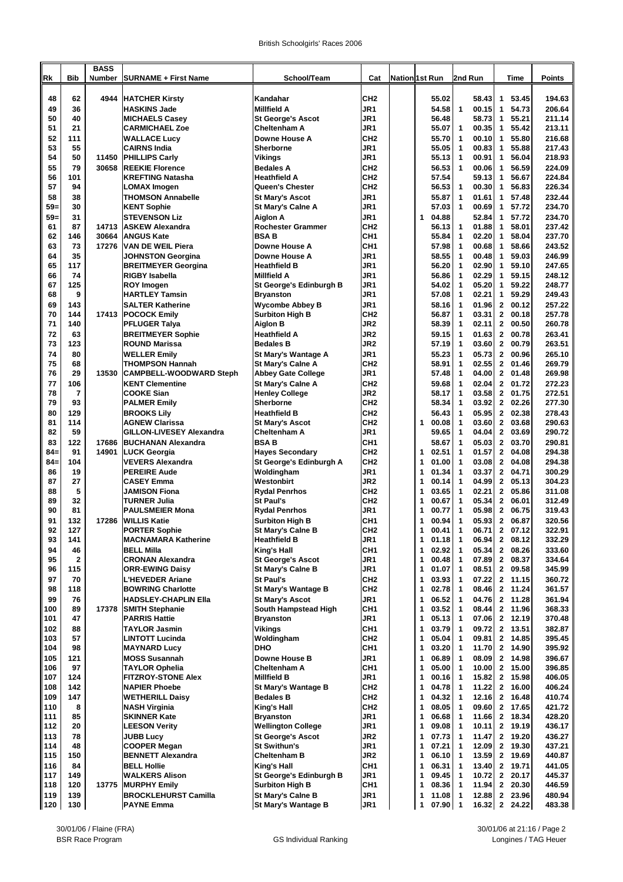British Schoolgirls' Races 2006

| Rk | Bib | BASS Number | SURNAME + First Name | School/Team | Cat | Nation | 1st Run | 2nd Run | Time | Points |
|---|---|---|---|---|---|---|---|---|---|---|
| 48 | 62 | 4944 | HATCHER Kirsty | Kandahar | CH2 | | 55.02 | 58.43 | 1 53.45 | 194.63 |
| 49 | 36 | | HASKINS Jade | Millfield A | JR1 | | 54.58 | 1 00.15 | 1 54.73 | 206.64 |
| 50 | 40 | | MICHAELS Casey | St George's Ascot | JR1 | | 56.48 | 58.73 | 1 55.21 | 211.14 |
| 51 | 21 | | CARMICHAEL Zoe | Cheltenham A | JR1 | | 55.07 | 1 00.35 | 1 55.42 | 213.11 |
| 52 | 111 | | WALLACE Lucy | Downe House A | CH2 | | 55.70 | 1 00.10 | 1 55.80 | 216.68 |
| 53 | 55 | | CAIRNS India | Sherborne | JR1 | | 55.05 | 1 00.83 | 1 55.88 | 217.43 |
| 54 | 50 | 11450 | PHILLIPS Carly | Vikings | JR1 | | 55.13 | 1 00.91 | 1 56.04 | 218.93 |
| 55 | 79 | 30658 | REEKIE Florence | Bedales A | CH2 | | 56.53 | 1 00.06 | 1 56.59 | 224.09 |
| 56 | 101 | | KREFTING Natasha | Heathfield A | CH2 | | 57.54 | 59.13 | 1 56.67 | 224.84 |
| 57 | 94 | | LOMAX Imogen | Queen's Chester | CH2 | | 56.53 | 1 00.30 | 1 56.83 | 226.34 |
| 58 | 38 | | THOMSON Annabelle | St Mary's Ascot | JR1 | | 55.87 | 1 01.61 | 1 57.48 | 232.44 |
| 59= | 30 | | KENT Sophie | St Mary's Calne A | JR1 | | 57.03 | 1 00.69 | 1 57.72 | 234.70 |
| 59= | 31 | | STEVENSON Liz | Aiglon A | JR1 | | 1 04.88 | 52.84 | 1 57.72 | 234.70 |
| 61 | 87 | 14713 | ASKEW Alexandra | Rochester Grammer | CH2 | | 56.13 | 1 01.88 | 1 58.01 | 237.42 |
| 62 | 146 | 30664 | ANGUS Kate | BSA B | CH1 | | 55.84 | 1 02.20 | 1 58.04 | 237.70 |
| 63 | 73 | 17276 | VAN DE WEIL Piera | Downe House A | CH1 | | 57.98 | 1 00.68 | 1 58.66 | 243.52 |
| 64 | 35 | | JOHNSTON Georgina | Downe House A | JR1 | | 58.55 | 1 00.48 | 1 59.03 | 246.99 |
| 65 | 117 | | BREITMEYER Georgina | Heathfield B | JR1 | | 56.20 | 1 02.90 | 1 59.10 | 247.65 |
| 66 | 74 | | RIGBY Isabella | Millfield A | JR1 | | 56.86 | 1 02.29 | 1 59.15 | 248.12 |
| 67 | 125 | | ROY Imogen | St George's Edinburgh B | JR1 | | 54.02 | 1 05.20 | 1 59.22 | 248.77 |
| 68 | 9 | | HARTLEY Tamsin | Bryanston | JR1 | | 57.08 | 1 02.21 | 1 59.29 | 249.43 |
| 69 | 143 | | SALTER Katherine | Wycombe Abbey B | JR1 | | 58.16 | 1 01.96 | 2 00.12 | 257.22 |
| 70 | 144 | 17413 | POCOCK Emily | Surbiton High B | CH2 | | 56.87 | 1 03.31 | 2 00.18 | 257.78 |
| 71 | 140 | | PFLUGER Talya | Aiglon B | JR2 | | 58.39 | 1 02.11 | 2 00.50 | 260.78 |
| 72 | 63 | | BREITMEYER Sophie | Heathfield A | JR2 | | 59.15 | 1 01.63 | 2 00.78 | 263.41 |
| 73 | 123 | | ROUND Marissa | Bedales B | JR2 | | 57.19 | 1 03.60 | 2 00.79 | 263.51 |
| 74 | 80 | | WELLER Emily | St Mary's Wantage A | JR1 | | 55.23 | 1 05.73 | 2 00.96 | 265.10 |
| 75 | 68 | | THOMPSON Hannah | St Mary's Calne A | CH2 | | 58.91 | 1 02.55 | 2 01.46 | 269.79 |
| 76 | 29 | 13530 | CAMPBELL-WOODWARD Steph | Abbey Gate College | JR1 | | 57.48 | 1 04.00 | 2 01.48 | 269.98 |
| 77 | 106 | | KENT Clementine | St Mary's Calne A | CH2 | | 59.68 | 1 02.04 | 2 01.72 | 272.23 |
| 78 | 7 | | COOKE Sian | Henley College | JR2 | | 58.17 | 1 03.58 | 2 01.75 | 272.51 |
| 79 | 93 | | PALMER Emily | Sherborne | CH2 | | 58.34 | 1 03.92 | 2 02.26 | 277.30 |
| 80 | 129 | | BROOKS Lily | Heathfield B | CH2 | | 56.43 | 1 05.95 | 2 02.38 | 278.43 |
| 81 | 114 | | AGNEW Clarissa | St Mary's Ascot | CH2 | | 1 00.08 | 1 03.60 | 2 03.68 | 290.63 |
| 82 | 59 | | GILLON-LIVESEY Alexandra | Cheltenham A | JR1 | | 59.65 | 1 04.04 | 2 03.69 | 290.72 |
| 83 | 122 | 17686 | BUCHANAN Alexandra | BSA B | CH1 | | 58.67 | 1 05.03 | 2 03.70 | 290.81 |
| 84= | 91 | 14901 | LUCK Georgia | Hayes Secondary | CH2 | | 1 02.51 | 1 01.57 | 2 04.08 | 294.38 |
| 84= | 104 | | VEVERS Alexandra | St George's Edinburgh A | CH2 | | 1 01.00 | 1 03.08 | 2 04.08 | 294.38 |
| 86 | 19 | | PEREIRE Aude | Woldingham | JR1 | | 1 01.34 | 1 03.37 | 2 04.71 | 300.29 |
| 87 | 27 | | CASEY Emma | Westonbirt | JR2 | | 1 00.14 | 1 04.99 | 2 05.13 | 304.23 |
| 88 | 5 | | JAMISON Fiona | Rydal Penrhos | CH2 | | 1 03.65 | 1 02.21 | 2 05.86 | 311.08 |
| 89 | 32 | | TURNER Julia | St Paul's | CH2 | | 1 00.67 | 1 05.34 | 2 06.01 | 312.49 |
| 90 | 81 | | PAULSMEIER Mona | Rydal Penrhos | JR1 | | 1 00.77 | 1 05.98 | 2 06.75 | 319.43 |
| 91 | 132 | 17286 | WILLIS Katie | Surbiton High B | CH1 | | 1 00.94 | 1 05.93 | 2 06.87 | 320.56 |
| 92 | 127 | | PORTER Sophie | St Mary's Calne B | CH2 | | 1 00.41 | 1 06.71 | 2 07.12 | 322.91 |
| 93 | 141 | | MACNAMARA Katherine | Heathfield B | JR1 | | 1 01.18 | 1 06.94 | 2 08.12 | 332.29 |
| 94 | 46 | | BELL Milla | King's Hall | CH1 | | 1 02.92 | 1 05.34 | 2 08.26 | 333.60 |
| 95 | 2 | | CRONAN Alexandra | St George's Ascot | JR1 | | 1 00.48 | 1 07.89 | 2 08.37 | 334.64 |
| 96 | 115 | | ORR-EWING Daisy | St Mary's Calne B | JR1 | | 1 01.07 | 1 08.51 | 2 09.58 | 345.99 |
| 97 | 70 | | L'HEVEDER Ariane | St Paul's | CH2 | | 1 03.93 | 1 07.22 | 2 11.15 | 360.72 |
| 98 | 118 | | BOWRING Charlotte | St Mary's Wantage B | CH2 | | 1 02.78 | 1 08.46 | 2 11.24 | 361.57 |
| 99 | 76 | | HADSLEY-CHAPLIN Ella | St Mary's Ascot | JR1 | | 1 06.52 | 1 04.76 | 2 11.28 | 361.94 |
| 100 | 89 | 17378 | SMITH Stephanie | South Hampstead High | CH1 | | 1 03.52 | 1 08.44 | 2 11.96 | 368.33 |
| 101 | 47 | | PARRIS Hattie | Bryanston | JR1 | | 1 05.13 | 1 07.06 | 2 12.19 | 370.48 |
| 102 | 88 | | TAYLOR Jasmin | Vikings | CH1 | | 1 03.79 | 1 09.72 | 2 13.51 | 382.87 |
| 103 | 57 | | LINTOTT Lucinda | Woldingham | CH2 | | 1 05.04 | 1 09.81 | 2 14.85 | 395.45 |
| 104 | 98 | | MAYNARD Lucy | DHO | CH1 | | 1 03.20 | 1 11.70 | 2 14.90 | 395.92 |
| 105 | 121 | | MOSS Susannah | Downe House B | JR1 | | 1 06.89 | 1 08.09 | 2 14.98 | 396.67 |
| 106 | 97 | | TAYLOR Ophelia | Cheltenham A | CH1 | | 1 05.00 | 1 10.00 | 2 15.00 | 396.85 |
| 107 | 124 | | FITZROY-STONE Alex | Millfield B | JR1 | | 1 00.16 | 1 15.82 | 2 15.98 | 406.05 |
| 108 | 142 | | NAPIER Phoebe | St Mary's Wantage B | CH2 | | 1 04.78 | 1 11.22 | 2 16.00 | 406.24 |
| 109 | 147 | | WETHERILL Daisy | Bedales B | CH2 | | 1 04.32 | 1 12.16 | 2 16.48 | 410.74 |
| 110 | 8 | | NASH Virginia | King's Hall | CH2 | | 1 08.05 | 1 09.60 | 2 17.65 | 421.72 |
| 111 | 85 | | SKINNER Kate | Bryanston | JR1 | | 1 06.68 | 1 11.66 | 2 18.34 | 428.20 |
| 112 | 20 | | LEESON Verity | Wellington College | JR1 | | 1 09.08 | 1 10.11 | 2 19.19 | 436.17 |
| 113 | 78 | | JUBB Lucy | St George's Ascot | JR2 | | 1 07.73 | 1 11.47 | 2 19.20 | 436.27 |
| 114 | 48 | | COOPER Megan | St Swithun's | JR1 | | 1 07.21 | 1 12.09 | 2 19.30 | 437.21 |
| 115 | 150 | | BENNETT Alexandra | Cheltenham B | JR2 | | 1 06.10 | 1 13.59 | 2 19.69 | 440.87 |
| 116 | 84 | | BELL Hollie | King's Hall | CH1 | | 1 06.31 | 1 13.40 | 2 19.71 | 441.05 |
| 117 | 149 | | WALKERS Alison | St George's Edinburgh B | JR1 | | 1 09.45 | 1 10.72 | 2 20.17 | 445.37 |
| 118 | 120 | 13775 | MURPHY Emily | Surbiton High B | CH1 | | 1 08.36 | 1 11.94 | 2 20.30 | 446.59 |
| 119 | 139 | | BROCKLEHURST Camilla | St Mary's Calne B | JR1 | | 1 11.08 | 1 12.88 | 2 23.96 | 480.94 |
| 120 | 130 | | PAYNE Emma | St Mary's Wantage B | JR1 | | 1 07.90 | 1 16.32 | 2 24.22 | 483.38 |

30/01/06 / Flaine (FRA) | 30/01/06 at 21:16

BSR Race Program | GS Individual Ranking | Longines / TAG Heuer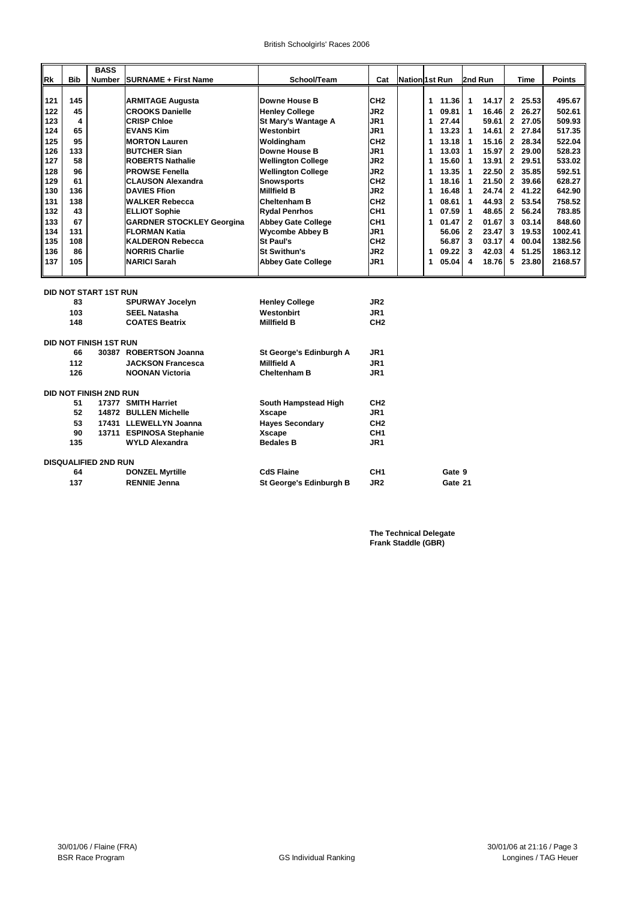# British Schoolgirls' Races 2006

| Rk | Bib | BASS Number | SURNAME + First Name | School/Team | Cat | Nation | 1st Run | 2nd Run | Time | Points |
|---|---|---|---|---|---|---|---|---|---|---|
| 121 | 145 | | ARMITAGE Augusta | Downe House B | CH2 | | 1 11.36 | 1 14.17 | 2 25.53 | 495.67 |
| 122 | 45 | | CROOKS Danielle | Henley College | JR2 | | 1 09.81 | 1 16.46 | 2 26.27 | 502.61 |
| 123 | 4 | | CRISP Chloe | St Mary's Wantage A | JR1 | | 1 27.44 | 59.61 | 2 27.05 | 509.93 |
| 124 | 65 | | EVANS Kim | Westonbirt | JR1 | | 1 13.23 | 1 14.61 | 2 27.84 | 517.35 |
| 125 | 95 | | MORTON Lauren | Woldingham | CH2 | | 1 13.18 | 1 15.16 | 2 28.34 | 522.04 |
| 126 | 133 | | BUTCHER Sian | Downe House B | JR1 | | 1 13.03 | 1 15.97 | 2 29.00 | 528.23 |
| 127 | 58 | | ROBERTS Nathalie | Wellington College | JR2 | | 1 15.60 | 1 13.91 | 2 29.51 | 533.02 |
| 128 | 96 | | PROWSE Fenella | Wellington College | JR2 | | 1 13.35 | 1 22.50 | 2 35.85 | 592.51 |
| 129 | 61 | | CLAUSON Alexandra | Snowsports | CH2 | | 1 18.16 | 1 21.50 | 2 39.66 | 628.27 |
| 130 | 136 | | DAVIES Ffion | Millfield B | JR2 | | 1 16.48 | 1 24.74 | 2 41.22 | 642.90 |
| 131 | 138 | | WALKER Rebecca | Cheltenham B | CH2 | | 1 08.61 | 1 44.93 | 2 53.54 | 758.52 |
| 132 | 43 | | ELLIOT Sophie | Rydal Penrhos | CH1 | | 1 07.59 | 1 48.65 | 2 56.24 | 783.85 |
| 133 | 67 | | GARDNER STOCKLEY Georgina | Abbey Gate College | CH1 | | 1 01.47 | 2 01.67 | 3 03.14 | 848.60 |
| 134 | 131 | | FLORMAN Katia | Wycombe Abbey B | JR1 | | 56.06 | 2 23.47 | 3 19.53 | 1002.41 |
| 135 | 108 | | KALDERON Rebecca | St Paul's | CH2 | | 56.87 | 3 03.17 | 4 00.04 | 1382.56 |
| 136 | 86 | | NORRIS Charlie | St Swithun's | JR2 | | 1 09.22 | 3 42.03 | 4 51.25 | 1863.12 |
| 137 | 105 | | NARICI Sarah | Abbey Gate College | JR1 | | 1 05.04 | 4 18.76 | 5 23.80 | 2168.57 |

**DID NOT START 1ST RUN**

| Bib | BASS Number | SURNAME + First Name | School/Team | Cat |
|---|---|---|---|---|
| 83 | | SPURWAY Jocelyn | Henley College | JR2 |
| 103 | | SEEL Natasha | Westonbirt | JR1 |
| 148 | | COATES Beatrix | Millfield B | CH2 |

**DID NOT FINISH 1ST RUN**

| Bib | BASS Number | SURNAME + First Name | School/Team | Cat |
|---|---|---|---|---|
| 66 | 30387 | ROBERTSON Joanna | St George's Edinburgh A | JR1 |
| 112 | | JACKSON Francesca | Millfield A | JR1 |
| 126 | | NOONAN Victoria | Cheltenham B | JR1 |

**DID NOT FINISH 2ND RUN**

| Bib | BASS Number | SURNAME + First Name | School/Team | Cat |
|---|---|---|---|---|
| 51 | 17377 | SMITH Harriet | South Hampstead High | CH2 |
| 52 | 14872 | BULLEN Michelle | Xscape | JR1 |
| 53 | 17431 | LLEWELLYN Joanna | Hayes Secondary | CH2 |
| 90 | 13711 | ESPINOSA Stephanie | Xscape | CH1 |
| 135 | | WYLD Alexandra | Bedales B | JR1 |

**DISQUALIFIED 2ND RUN**

| Bib | BASS Number | SURNAME + First Name | School/Team | Cat | |
|---|---|---|---|---|---|
| 64 | | DONZEL Myrtille | CdS Flaine | CH1 | Gate 9 |
| 137 | | RENNIE Jenna | St George's Edinburgh B | JR2 | Gate 21 |

**The Technical Delegate**
**Frank Staddle (GBR)**

30/01/06 / Flaine (FRA) — BSR Race Program — GS Individual Ranking — 30/01/06 at 21:16 — Longines / TAG Heuer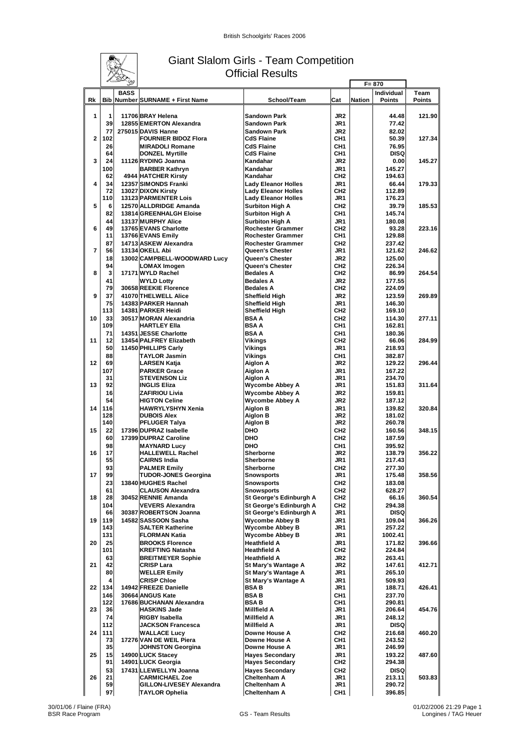# Giant Slalom Girls - Team Competition

## Official Results

F= 870

| Rk | Bib | BASS Number | SURNAME + First Name | School/Team | Cat | Nation | Individual Points | Team Points |
|---|---|---|---|---|---|---|---|---|
| 1 | 1 | 11706 | BRAY Helena | Sandown Park | JR2 | | 44.48 | 121.90 |
| | 39 | 12855 | EMERTON Alexandra | Sandown Park | JR1 | | 77.42 | |
| | 77 | 275015 | DAVIS Hanne | Sandown Park | JR2 | | 82.02 | |
| 2 | 102 | | FOURNIER BIDOZ Flora | CdS Flaine | CH1 | | 50.39 | 127.34 |
| | 26 | | MIRADOLI Romane | CdS Flaine | CH1 | | 76.95 | |
| | 64 | | DONZEL Myrtille | CdS Flaine | CH1 | | DISQ | |
| 3 | 24 | 11126 | RYDING Joanna | Kandahar | JR2 | | 0.00 | 145.27 |
| | 100 | | BARBER Kathryn | Kandahar | JR1 | | 145.27 | |
| | 62 | 4944 | HATCHER Kirsty | Kandahar | CH2 | | 194.63 | |
| 4 | 34 | 12357 | SIMONDS Franki | Lady Eleanor Holles | JR1 | | 66.44 | 179.33 |
| | 72 | 13027 | DIXON Kirsty | Lady Eleanor Holles | CH2 | | 112.89 | |
| | 110 | 13123 | PARMENTER Lois | Lady Eleanor Holles | JR1 | | 176.23 | |
| 5 | 6 | 12570 | ALLDRIDGE Amanda | Surbiton High A | CH2 | | 39.79 | 185.53 |
| | 82 | 13814 | GREENHALGH Eloise | Surbiton High A | CH1 | | 145.74 | |
| | 44 | 13137 | MURPHY Alice | Surbiton High A | JR1 | | 180.08 | |
| 6 | 49 | 13765 | EVANS Charlotte | Rochester Grammer | CH2 | | 93.28 | 223.16 |
| | 11 | 13766 | EVANS Emily | Rochester Grammer | CH1 | | 129.88 | |
| | 87 | 14713 | ASKEW Alexandra | Rochester Grammer | CH2 | | 237.42 | |
| 7 | 56 | 13134 | OKELL Abi | Queen's Chester | JR1 | | 121.62 | 246.62 |
| | 18 | 13002 | CAMPBELL-WOODWARD Lucy | Queen's Chester | JR2 | | 125.00 | |
| | 94 | | LOMAX Imogen | Queen's Chester | CH2 | | 226.34 | |
| 8 | 3 | 17171 | WYLD Rachel | Bedales A | CH2 | | 86.99 | 264.54 |
| | 41 | | WYLD Lotty | Bedales A | JR2 | | 177.55 | |
| | 79 | 30658 | REEKIE Florence | Bedales A | CH2 | | 224.09 | |
| 9 | 37 | 41070 | THELWELL Alice | Sheffield High | JR2 | | 123.59 | 269.89 |
| | 75 | 14383 | PARKER Hannah | Sheffield High | JR1 | | 146.30 | |
| | 113 | 14381 | PARKER Heidi | Sheffield High | CH2 | | 169.10 | |
| 10 | 33 | 30517 | MORAN Alexandria | BSA A | CH2 | | 114.30 | 277.11 |
| | 109 | | HARTLEY Ella | BSA A | CH1 | | 162.81 | |
| | 71 | 14351 | JESSE Charlotte | BSA A | CH1 | | 180.36 | |
| 11 | 12 | 13454 | PALFREY Elizabeth | Vikings | CH2 | | 66.06 | 284.99 |
| | 50 | 11450 | PHILLIPS Carly | Vikings | JR1 | | 218.93 | |
| | 88 | | TAYLOR Jasmin | Vikings | CH1 | | 382.87 | |
| 12 | 69 | | LARSEN Katja | Aiglon A | JR2 | | 129.22 | 296.44 |
| | 107 | | PARKER Grace | Aiglon A | JR1 | | 167.22 | |
| | 31 | | STEVENSON Liz | Aiglon A | JR1 | | 234.70 | |
| 13 | 92 | | INGLIS Eliza | Wycombe Abbey A | JR1 | | 151.83 | 311.64 |
| | 16 | | ZAFIRIOU Livia | Wycombe Abbey A | JR2 | | 159.81 | |
| | 54 | | HIGTON Celine | Wycombe Abbey A | JR2 | | 187.12 | |
| 14 | 116 | | HAWRYLYSHYN Xenia | Aiglon B | JR1 | | 139.82 | 320.84 |
| | 128 | | DUBOIS Alex | Aiglon B | JR2 | | 181.02 | |
| | 140 | | PFLUGER Talya | Aiglon B | JR2 | | 260.78 | |
| 15 | 22 | 17396 | DUPRAZ Isabelle | DHO | CH2 | | 160.56 | 348.15 |
| | 60 | 17399 | DUPRAZ Caroline | DHO | CH2 | | 187.59 | |
| | 98 | | MAYNARD Lucy | DHO | CH1 | | 395.92 | |
| 16 | 17 | | HALLEWELL Rachel | Sherborne | JR2 | | 138.79 | 356.22 |
| | 55 | | CAIRNS India | Sherborne | JR1 | | 217.43 | |
| | 93 | | PALMER Emily | Sherborne | CH2 | | 277.30 | |
| 17 | 99 | | TUDOR-JONES Georgina | Snowsports | JR1 | | 175.48 | 358.56 |
| | 23 | 13840 | HUGHES Rachel | Snowsports | CH2 | | 183.08 | |
| | 61 | | CLAUSON Alexandra | Snowsports | CH2 | | 628.27 | |
| 18 | 28 | 30452 | RENNIE Amanda | St George's Edinburgh A | CH2 | | 66.16 | 360.54 |
| | 104 | | VEVERS Alexandra | St George's Edinburgh A | CH2 | | 294.38 | |
| | 66 | 30387 | ROBERTSON Joanna | St George's Edinburgh A | JR1 | | DISQ | |
| 19 | 119 | 14582 | SASSOON Sasha | Wycombe Abbey B | JR1 | | 109.04 | 366.26 |
| | 143 | | SALTER Katherine | Wycombe Abbey B | JR1 | | 257.22 | |
| | 131 | | FLORMAN Katia | Wycombe Abbey B | JR1 | | 1002.41 | |
| 20 | 25 | | BROOKS Florence | Heathfield A | JR1 | | 171.82 | 396.66 |
| | 101 | | KREFTING Natasha | Heathfield A | CH2 | | 224.84 | |
| | 63 | | BREITMEYER Sophie | Heathfield A | JR2 | | 263.41 | |
| 21 | 42 | | CRISP Lara | St Mary's Wantage A | JR2 | | 147.61 | 412.71 |
| | 80 | | WELLER Emily | St Mary's Wantage A | JR1 | | 265.10 | |
| | 4 | | CRISP Chloe | St Mary's Wantage A | JR1 | | 509.93 | |
| 22 | 134 | 14942 | FREEZE Danielle | BSA B | JR1 | | 188.71 | 426.41 |
| | 146 | 30664 | ANGUS Kate | BSA B | CH1 | | 237.70 | |
| | 122 | 17686 | BUCHANAN Alexandra | BSA B | CH1 | | 290.81 | |
| 23 | 36 | | HASKINS Jade | Millfield A | JR1 | | 206.64 | 454.76 |
| | 74 | | RIGBY Isabella | Millfield A | JR1 | | 248.12 | |
| | 112 | | JACKSON Francesca | Millfield A | JR1 | | DISQ | |
| 24 | 111 | | WALLACE Lucy | Downe House A | CH2 | | 216.68 | 460.20 |
| | 73 | 17276 | VAN DE WEIL Piera | Downe House A | CH1 | | 243.52 | |
| | 35 | | JOHNSTON Georgina | Downe House A | JR1 | | 246.99 | |
| 25 | 15 | 14900 | LUCK Stacey | Hayes Secondary | JR1 | | 193.22 | 487.60 |
| | 91 | 14901 | LUCK Georgia | Hayes Secondary | CH2 | | 294.38 | |
| | 53 | 17431 | LLEWELLYN Joanna | Hayes Secondary | CH2 | | DISQ | |
| 26 | 21 | | CARMICHAEL Zoe | Cheltenham A | JR1 | | 213.11 | 503.83 |
| | 59 | | GILLON-LIVESEY Alexandra | Cheltenham A | JR1 | | 290.72 | |
| | 97 | | TAYLOR Ophelia | Cheltenham A | CH1 | | 396.85 | |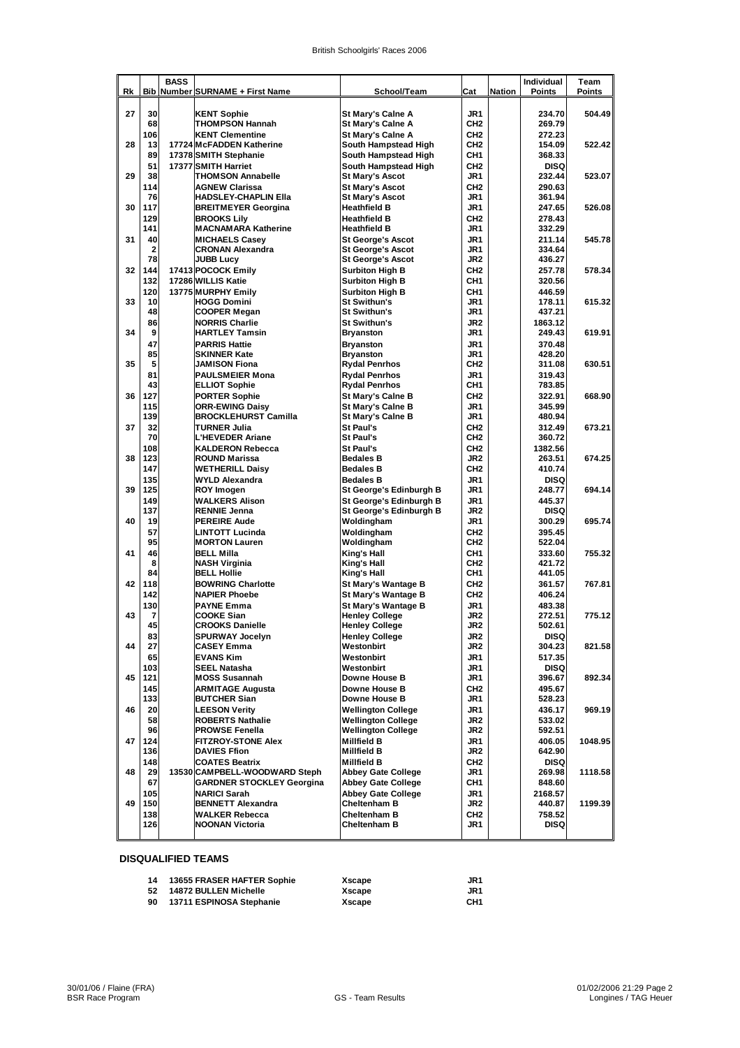British Schoolgirls' Races 2006

| Rk | Bib | BASS Number | SURNAME + First Name | School/Team | Cat | Nation | Individual Points | Team Points |
|---|---|---|---|---|---|---|---|---|
| 27 | 30 | | KENT Sophie | St Mary's Calne A | JR1 | | 234.70 | 504.49 |
| | 68 | | THOMPSON Hannah | St Mary's Calne A | CH2 | | 269.79 | |
| | 106 | | KENT Clementine | St Mary's Calne A | CH2 | | 272.23 | |
| 28 | 13 | 17724 | McFADDEN Katherine | South Hampstead High | CH2 | | 154.09 | 522.42 |
| | 89 | 17378 | SMITH Stephanie | South Hampstead High | CH1 | | 368.33 | |
| | 51 | 17377 | SMITH Harriet | South Hampstead High | CH2 | | DISQ | |
| 29 | 38 | | THOMSON Annabelle | St Mary's Ascot | JR1 | | 232.44 | 523.07 |
| | 114 | | AGNEW Clarissa | St Mary's Ascot | CH2 | | 290.63 | |
| | 76 | | HADSLEY-CHAPLIN Ella | St Mary's Ascot | JR1 | | 361.94 | |
| 30 | 117 | | BREITMEYER Georgina | Heathfield B | JR1 | | 247.65 | 526.08 |
| | 129 | | BROOKS Lily | Heathfield B | CH2 | | 278.43 | |
| | 141 | | MACNAMARA Katherine | Heathfield B | JR1 | | 332.29 | |
| 31 | 40 | | MICHAELS Casey | St George's Ascot | JR1 | | 211.14 | 545.78 |
| | 2 | | CRONAN Alexandra | St George's Ascot | JR1 | | 334.64 | |
| | 78 | | JUBB Lucy | St George's Ascot | JR2 | | 436.27 | |
| 32 | 144 | 17413 | POCOCK Emily | Surbiton High B | CH2 | | 257.78 | 578.34 |
| | 132 | 17286 | WILLIS Katie | Surbiton High B | CH1 | | 320.56 | |
| | 120 | 13775 | MURPHY Emily | Surbiton High B | CH1 | | 446.59 | |
| 33 | 10 | | HOGG Domini | St Swithun's | JR1 | | 178.11 | 615.32 |
| | 48 | | COOPER Megan | St Swithun's | JR1 | | 437.21 | |
| | 86 | | NORRIS Charlie | St Swithun's | JR2 | | 1863.12 | |
| 34 | 9 | | HARTLEY Tamsin | Bryanston | JR1 | | 249.43 | 619.91 |
| | 47 | | PARRIS Hattie | Bryanston | JR1 | | 370.48 | |
| | 85 | | SKINNER Kate | Bryanston | JR1 | | 428.20 | |
| 35 | 5 | | JAMISON Fiona | Rydal Penrhos | CH2 | | 311.08 | 630.51 |
| | 81 | | PAULSMEIER Mona | Rydal Penrhos | JR1 | | 319.43 | |
| | 43 | | ELLIOT Sophie | Rydal Penrhos | CH1 | | 783.85 | |
| 36 | 127 | | PORTER Sophie | St Mary's Calne B | CH2 | | 322.91 | 668.90 |
| | 115 | | ORR-EWING Daisy | St Mary's Calne B | JR1 | | 345.99 | |
| | 139 | | BROCKLEHURST Camilla | St Mary's Calne B | JR1 | | 480.94 | |
| 37 | 32 | | TURNER Julia | St Paul's | CH2 | | 312.49 | 673.21 |
| | 70 | | L'HEVEDER Ariane | St Paul's | CH2 | | 360.72 | |
| | 108 | | KALDERON Rebecca | St Paul's | CH2 | | 1382.56 | |
| 38 | 123 | | ROUND Marissa | Bedales B | JR2 | | 263.51 | 674.25 |
| | 147 | | WETHERILL Daisy | Bedales B | CH2 | | 410.74 | |
| | 135 | | WYLD Alexandra | Bedales B | JR1 | | DISQ | |
| 39 | 125 | | ROY Imogen | St George's Edinburgh B | JR1 | | 248.77 | 694.14 |
| | 149 | | WALKERS Alison | St George's Edinburgh B | JR1 | | 445.37 | |
| | 137 | | RENNIE Jenna | St George's Edinburgh B | JR2 | | DISQ | |
| 40 | 19 | | PEREIRE Aude | Woldingham | JR1 | | 300.29 | 695.74 |
| | 57 | | LINTOTT Lucinda | Woldingham | CH2 | | 395.45 | |
| | 95 | | MORTON Lauren | Woldingham | CH2 | | 522.04 | |
| 41 | 46 | | BELL Milla | King's Hall | CH1 | | 333.60 | 755.32 |
| | 8 | | NASH Virginia | King's Hall | CH2 | | 421.72 | |
| | 84 | | BELL Hollie | King's Hall | CH1 | | 441.05 | |
| 42 | 118 | | BOWRING Charlotte | St Mary's Wantage B | CH2 | | 361.57 | 767.81 |
| | 142 | | NAPIER Phoebe | St Mary's Wantage B | CH2 | | 406.24 | |
| | 130 | | PAYNE Emma | St Mary's Wantage B | JR1 | | 483.38 | |
| 43 | 7 | | COOKE Sian | Henley College | JR2 | | 272.51 | 775.12 |
| | 45 | | CROOKS Danielle | Henley College | JR2 | | 502.61 | |
| | 83 | | SPURWAY Jocelyn | Henley College | JR2 | | DISQ | |
| 44 | 27 | | CASEY Emma | Westonbirt | JR2 | | 304.23 | 821.58 |
| | 65 | | EVANS Kim | Westonbirt | JR1 | | 517.35 | |
| | 103 | | SEEL Natasha | Westonbirt | JR1 | | DISQ | |
| 45 | 121 | | MOSS Susannah | Downe House B | JR1 | | 396.67 | 892.34 |
| | 145 | | ARMITAGE Augusta | Downe House B | CH2 | | 495.67 | |
| | 133 | | BUTCHER Sian | Downe House B | JR1 | | 528.23 | |
| 46 | 20 | | LEESON Verity | Wellington College | JR1 | | 436.17 | 969.19 |
| | 58 | | ROBERTS Nathalie | Wellington College | JR2 | | 533.02 | |
| | 96 | | PROWSE Fenella | Wellington College | JR2 | | 592.51 | |
| 47 | 124 | | FITZROY-STONE Alex | Millfield B | JR1 | | 406.05 | 1048.95 |
| | 136 | | DAVIES Ffion | Millfield B | JR2 | | 642.90 | |
| | 148 | | COATES Beatrix | Millfield B | CH2 | | DISQ | |
| 48 | 29 | 13530 | CAMPBELL-WOODWARD Steph | Abbey Gate College | JR1 | | 269.98 | 1118.58 |
| | 67 | | GARDNER STOCKLEY Georgina | Abbey Gate College | CH1 | | 848.60 | |
| | 105 | | NARICI Sarah | Abbey Gate College | JR1 | | 2168.57 | |
| 49 | 150 | | BENNETT Alexandra | Cheltenham B | JR2 | | 440.87 | 1199.39 |
| | 138 | | WALKER Rebecca | Cheltenham B | CH2 | | 758.52 | |
| | 126 | | NOONAN Victoria | Cheltenham B | JR1 | | DISQ | |

## DISQUALIFIED TEAMS

| | | | | |
|---|---|---|---|---|
| 14 | 13655 | FRASER HAFTER Sophie | Xscape | JR1 |
| 52 | 14872 | BULLEN Michelle | Xscape | JR1 |
| 90 | 13711 | ESPINOSA Stephanie | Xscape | CH1 |

30/01/06 / Flaine (FRA)
BSR Race Program

GS - Team Results

01/02/2006 21:29
Longines / TAG Heuer